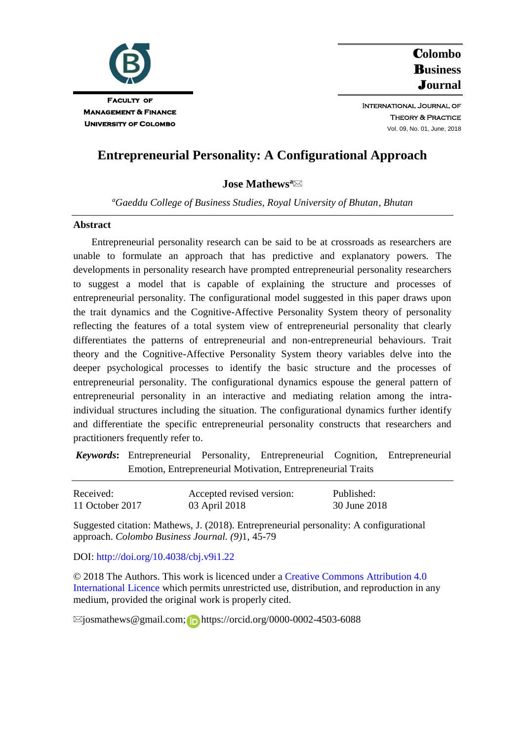Faculty of Management & Finance
University of Colombo

**Colombo Business Journal**

International Journal of Theory & Practice

Vol. 09, No. 01, June, 2018

# Entrepreneurial Personality: A Configurational Approach

**Jose Mathews**[a] ✉

[a]*Gaeddu College of Business Studies, Royal University of Bhutan, Bhutan*

## Abstract

Entrepreneurial personality research can be said to be at crossroads as researchers are unable to formulate an approach that has predictive and explanatory powers. The developments in personality research have prompted entrepreneurial personality researchers to suggest a model that is capable of explaining the structure and processes of entrepreneurial personality. The configurational model suggested in this paper draws upon the trait dynamics and the Cognitive-Affective Personality System theory of personality reflecting the features of a total system view of entrepreneurial personality that clearly differentiates the patterns of entrepreneurial and non-entrepreneurial behaviours. Trait theory and the Cognitive-Affective Personality System theory variables delve into the deeper psychological processes to identify the basic structure and the processes of entrepreneurial personality. The configurational dynamics espouse the general pattern of entrepreneurial personality in an interactive and mediating relation among the intra-individual structures including the situation. The configurational dynamics further identify and differentiate the specific entrepreneurial personality constructs that researchers and practitioners frequently refer to.

***Keywords*:** Entrepreneurial Personality, Entrepreneurial Cognition, Entrepreneurial Emotion, Entrepreneurial Motivation, Entrepreneurial Traits

| Received: | Accepted revised version: | Published: |
|---|---|---|
| 11 October 2017 | 03 April 2018 | 30 June 2018 |

Suggested citation: Mathews, J. (2018). Entrepreneurial personality: A configurational approach. *Colombo Business Journal. (9)*1, 45-79

DOI: http://doi.org/10.4038/cbj.v9i1.22

© 2018 The Authors. This work is licenced under a Creative Commons Attribution 4.0 International Licence which permits unrestricted use, distribution, and reproduction in any medium, provided the original work is properly cited.

✉josmathews@gmail.com; https://orcid.org/0000-0002-4503-6088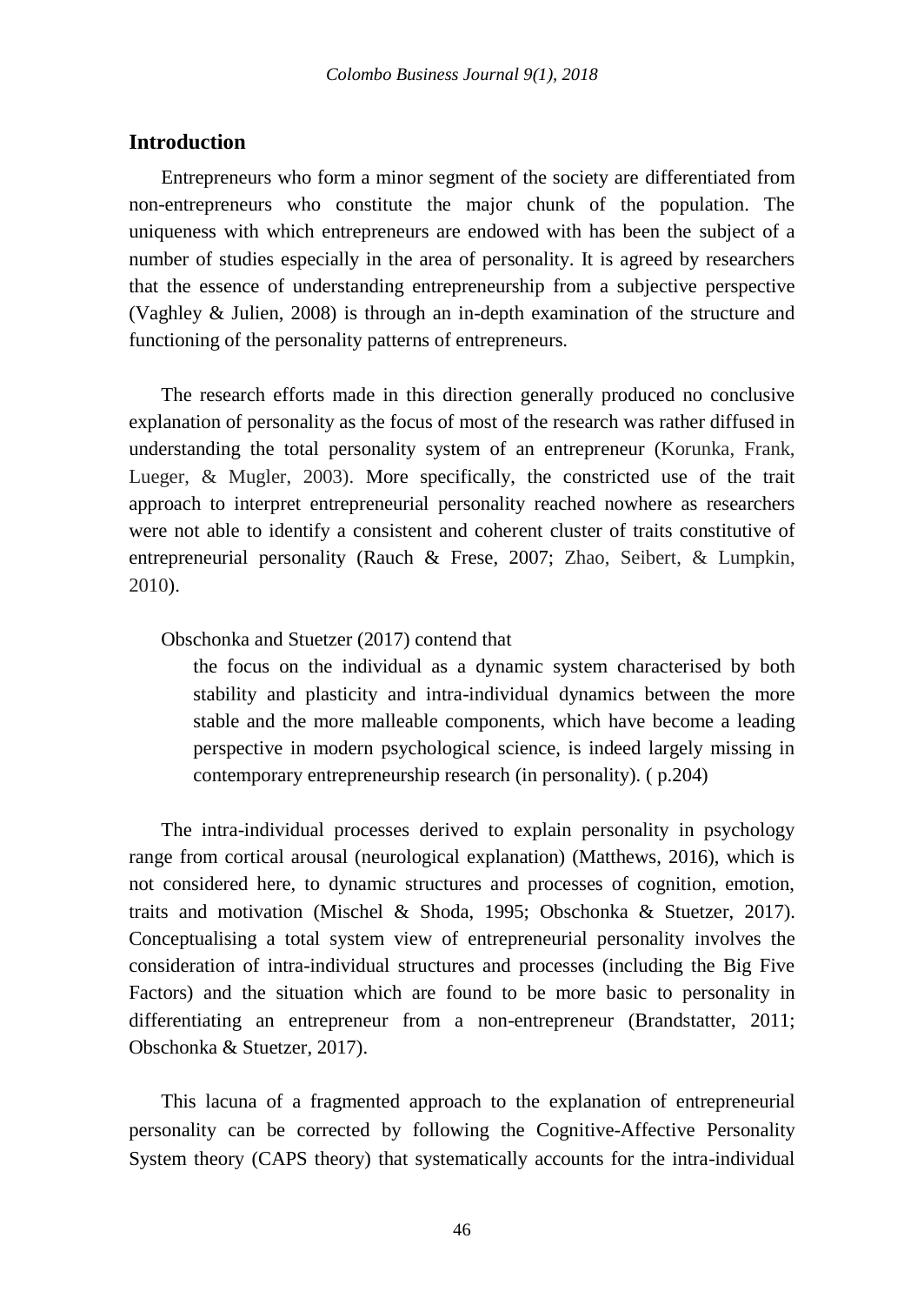## Introduction

Entrepreneurs who form a minor segment of the society are differentiated from non-entrepreneurs who constitute the major chunk of the population. The uniqueness with which entrepreneurs are endowed with has been the subject of a number of studies especially in the area of personality. It is agreed by researchers that the essence of understanding entrepreneurship from a subjective perspective (Vaghley & Julien, 2008) is through an in-depth examination of the structure and functioning of the personality patterns of entrepreneurs.

The research efforts made in this direction generally produced no conclusive explanation of personality as the focus of most of the research was rather diffused in understanding the total personality system of an entrepreneur (Korunka, Frank, Lueger, & Mugler, 2003). More specifically, the constricted use of the trait approach to interpret entrepreneurial personality reached nowhere as researchers were not able to identify a consistent and coherent cluster of traits constitutive of entrepreneurial personality (Rauch & Frese, 2007; Zhao, Seibert, & Lumpkin, 2010).

Obschonka and Stuetzer (2017) contend that

> the focus on the individual as a dynamic system characterised by both stability and plasticity and intra-individual dynamics between the more stable and the more malleable components, which have become a leading perspective in modern psychological science, is indeed largely missing in contemporary entrepreneurship research (in personality). ( p.204)

The intra-individual processes derived to explain personality in psychology range from cortical arousal (neurological explanation) (Matthews, 2016), which is not considered here, to dynamic structures and processes of cognition, emotion, traits and motivation (Mischel & Shoda, 1995; Obschonka & Stuetzer, 2017). Conceptualising a total system view of entrepreneurial personality involves the consideration of intra-individual structures and processes (including the Big Five Factors) and the situation which are found to be more basic to personality in differentiating an entrepreneur from a non-entrepreneur (Brandstatter, 2011; Obschonka & Stuetzer, 2017).

This lacuna of a fragmented approach to the explanation of entrepreneurial personality can be corrected by following the Cognitive-Affective Personality System theory (CAPS theory) that systematically accounts for the intra-individual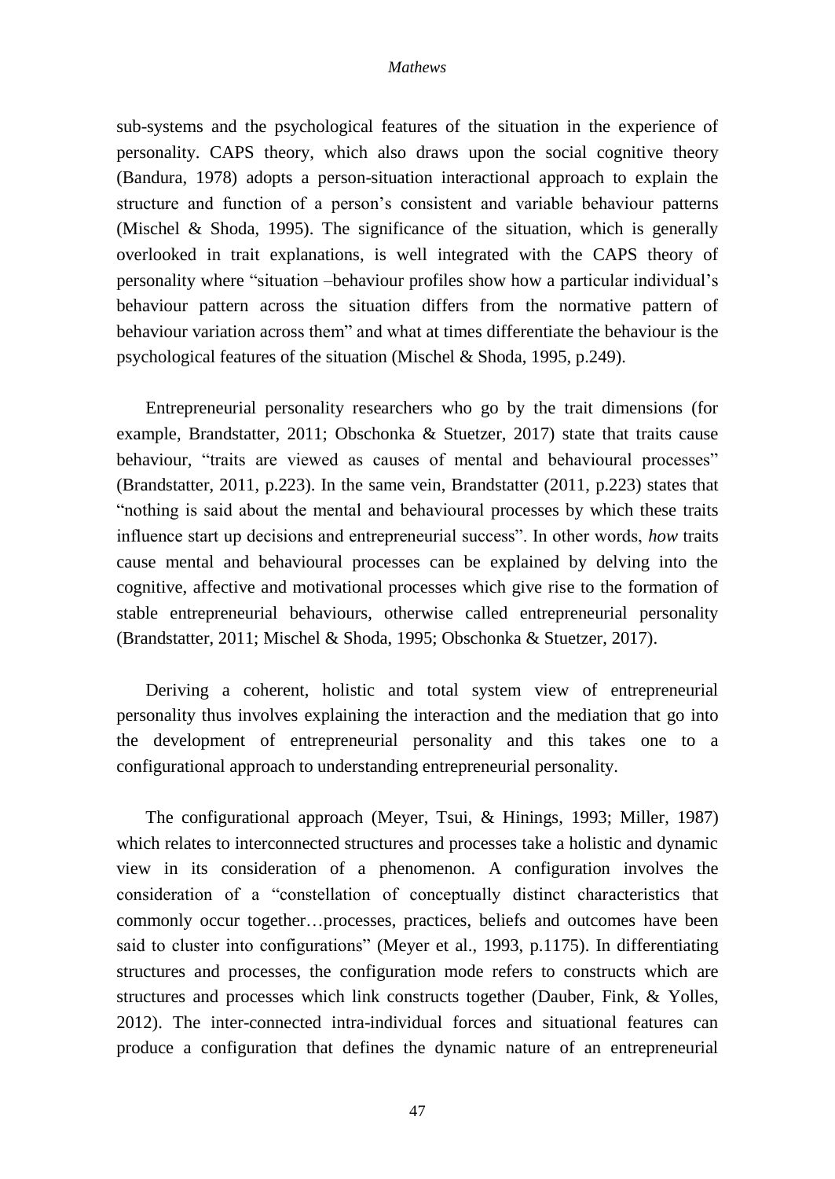sub-systems and the psychological features of the situation in the experience of personality. CAPS theory, which also draws upon the social cognitive theory (Bandura, 1978) adopts a person-situation interactional approach to explain the structure and function of a person's consistent and variable behaviour patterns (Mischel & Shoda, 1995). The significance of the situation, which is generally overlooked in trait explanations, is well integrated with the CAPS theory of personality where "situation –behaviour profiles show how a particular individual's behaviour pattern across the situation differs from the normative pattern of behaviour variation across them" and what at times differentiate the behaviour is the psychological features of the situation (Mischel & Shoda, 1995, p.249).

Entrepreneurial personality researchers who go by the trait dimensions (for example, Brandstatter, 2011; Obschonka & Stuetzer, 2017) state that traits cause behaviour, "traits are viewed as causes of mental and behavioural processes" (Brandstatter, 2011, p.223). In the same vein, Brandstatter (2011, p.223) states that "nothing is said about the mental and behavioural processes by which these traits influence start up decisions and entrepreneurial success". In other words, *how* traits cause mental and behavioural processes can be explained by delving into the cognitive, affective and motivational processes which give rise to the formation of stable entrepreneurial behaviours, otherwise called entrepreneurial personality (Brandstatter, 2011; Mischel & Shoda, 1995; Obschonka & Stuetzer, 2017).

Deriving a coherent, holistic and total system view of entrepreneurial personality thus involves explaining the interaction and the mediation that go into the development of entrepreneurial personality and this takes one to a configurational approach to understanding entrepreneurial personality.

The configurational approach (Meyer, Tsui, & Hinings, 1993; Miller, 1987) which relates to interconnected structures and processes take a holistic and dynamic view in its consideration of a phenomenon. A configuration involves the consideration of a "constellation of conceptually distinct characteristics that commonly occur together…processes, practices, beliefs and outcomes have been said to cluster into configurations" (Meyer et al., 1993, p.1175). In differentiating structures and processes, the configuration mode refers to constructs which are structures and processes which link constructs together (Dauber, Fink, & Yolles, 2012). The inter-connected intra-individual forces and situational features can produce a configuration that defines the dynamic nature of an entrepreneurial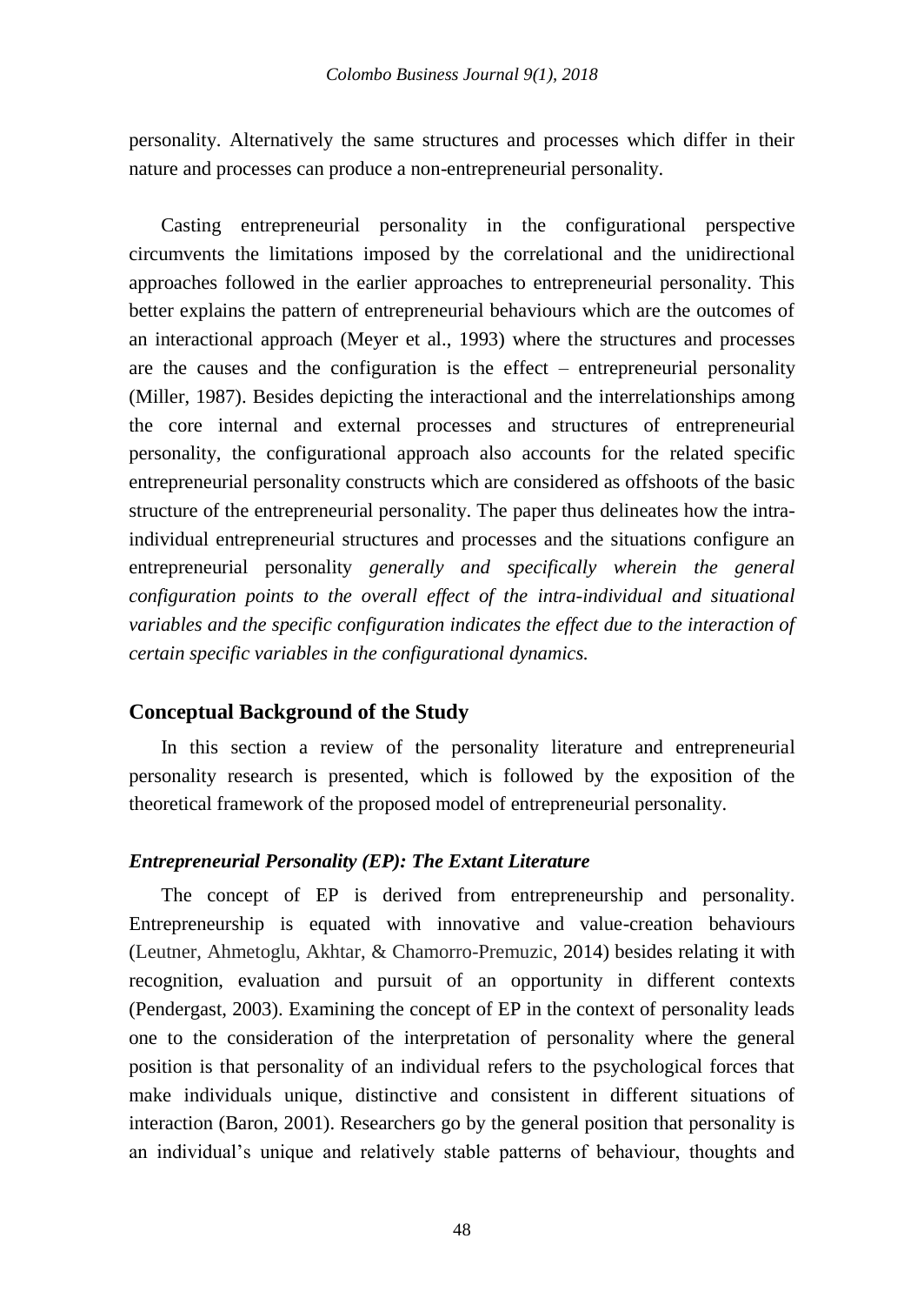personality. Alternatively the same structures and processes which differ in their nature and processes can produce a non-entrepreneurial personality.

Casting entrepreneurial personality in the configurational perspective circumvents the limitations imposed by the correlational and the unidirectional approaches followed in the earlier approaches to entrepreneurial personality. This better explains the pattern of entrepreneurial behaviours which are the outcomes of an interactional approach (Meyer et al., 1993) where the structures and processes are the causes and the configuration is the effect – entrepreneurial personality (Miller, 1987). Besides depicting the interactional and the interrelationships among the core internal and external processes and structures of entrepreneurial personality, the configurational approach also accounts for the related specific entrepreneurial personality constructs which are considered as offshoots of the basic structure of the entrepreneurial personality. The paper thus delineates how the intra-individual entrepreneurial structures and processes and the situations configure an entrepreneurial personality *generally and specifically wherein the general configuration points to the overall effect of the intra-individual and situational variables and the specific configuration indicates the effect due to the interaction of certain specific variables in the configurational dynamics.*

## Conceptual Background of the Study

In this section a review of the personality literature and entrepreneurial personality research is presented, which is followed by the exposition of the theoretical framework of the proposed model of entrepreneurial personality.

### *Entrepreneurial Personality (EP): The Extant Literature*

The concept of EP is derived from entrepreneurship and personality. Entrepreneurship is equated with innovative and value-creation behaviours (Leutner, Ahmetoglu, Akhtar, & Chamorro-Premuzic, 2014) besides relating it with recognition, evaluation and pursuit of an opportunity in different contexts (Pendergast, 2003). Examining the concept of EP in the context of personality leads one to the consideration of the interpretation of personality where the general position is that personality of an individual refers to the psychological forces that make individuals unique, distinctive and consistent in different situations of interaction (Baron, 2001). Researchers go by the general position that personality is an individual's unique and relatively stable patterns of behaviour, thoughts and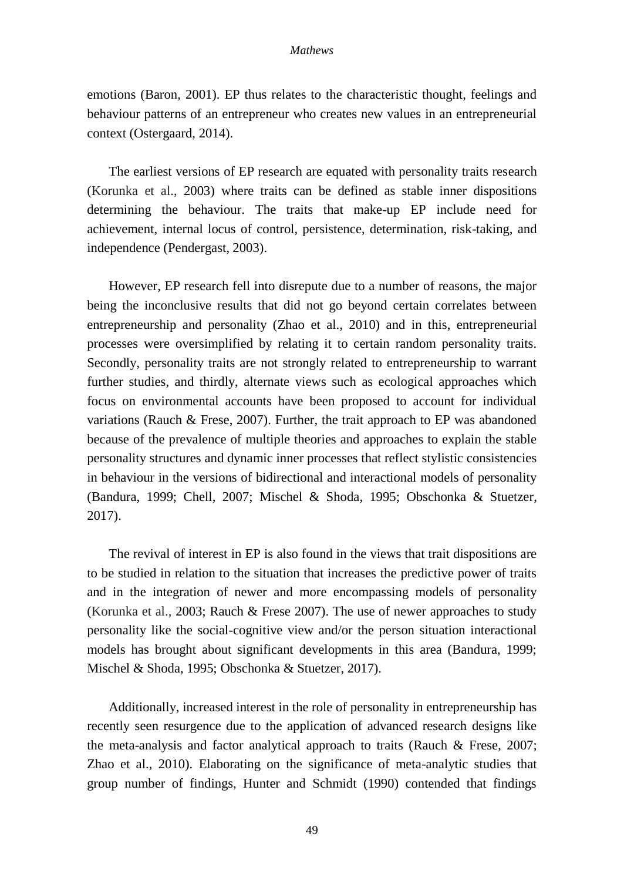emotions (Baron, 2001). EP thus relates to the characteristic thought, feelings and behaviour patterns of an entrepreneur who creates new values in an entrepreneurial context (Ostergaard, 2014).

The earliest versions of EP research are equated with personality traits research (Korunka et al., 2003) where traits can be defined as stable inner dispositions determining the behaviour. The traits that make-up EP include need for achievement, internal locus of control, persistence, determination, risk-taking, and independence (Pendergast, 2003).

However, EP research fell into disrepute due to a number of reasons, the major being the inconclusive results that did not go beyond certain correlates between entrepreneurship and personality (Zhao et al., 2010) and in this, entrepreneurial processes were oversimplified by relating it to certain random personality traits. Secondly, personality traits are not strongly related to entrepreneurship to warrant further studies, and thirdly, alternate views such as ecological approaches which focus on environmental accounts have been proposed to account for individual variations (Rauch & Frese, 2007). Further, the trait approach to EP was abandoned because of the prevalence of multiple theories and approaches to explain the stable personality structures and dynamic inner processes that reflect stylistic consistencies in behaviour in the versions of bidirectional and interactional models of personality (Bandura, 1999; Chell, 2007; Mischel & Shoda, 1995; Obschonka & Stuetzer, 2017).

The revival of interest in EP is also found in the views that trait dispositions are to be studied in relation to the situation that increases the predictive power of traits and in the integration of newer and more encompassing models of personality (Korunka et al., 2003; Rauch & Frese 2007). The use of newer approaches to study personality like the social-cognitive view and/or the person situation interactional models has brought about significant developments in this area (Bandura, 1999; Mischel & Shoda, 1995; Obschonka & Stuetzer, 2017).

Additionally, increased interest in the role of personality in entrepreneurship has recently seen resurgence due to the application of advanced research designs like the meta-analysis and factor analytical approach to traits (Rauch & Frese, 2007; Zhao et al., 2010). Elaborating on the significance of meta-analytic studies that group number of findings, Hunter and Schmidt (1990) contended that findings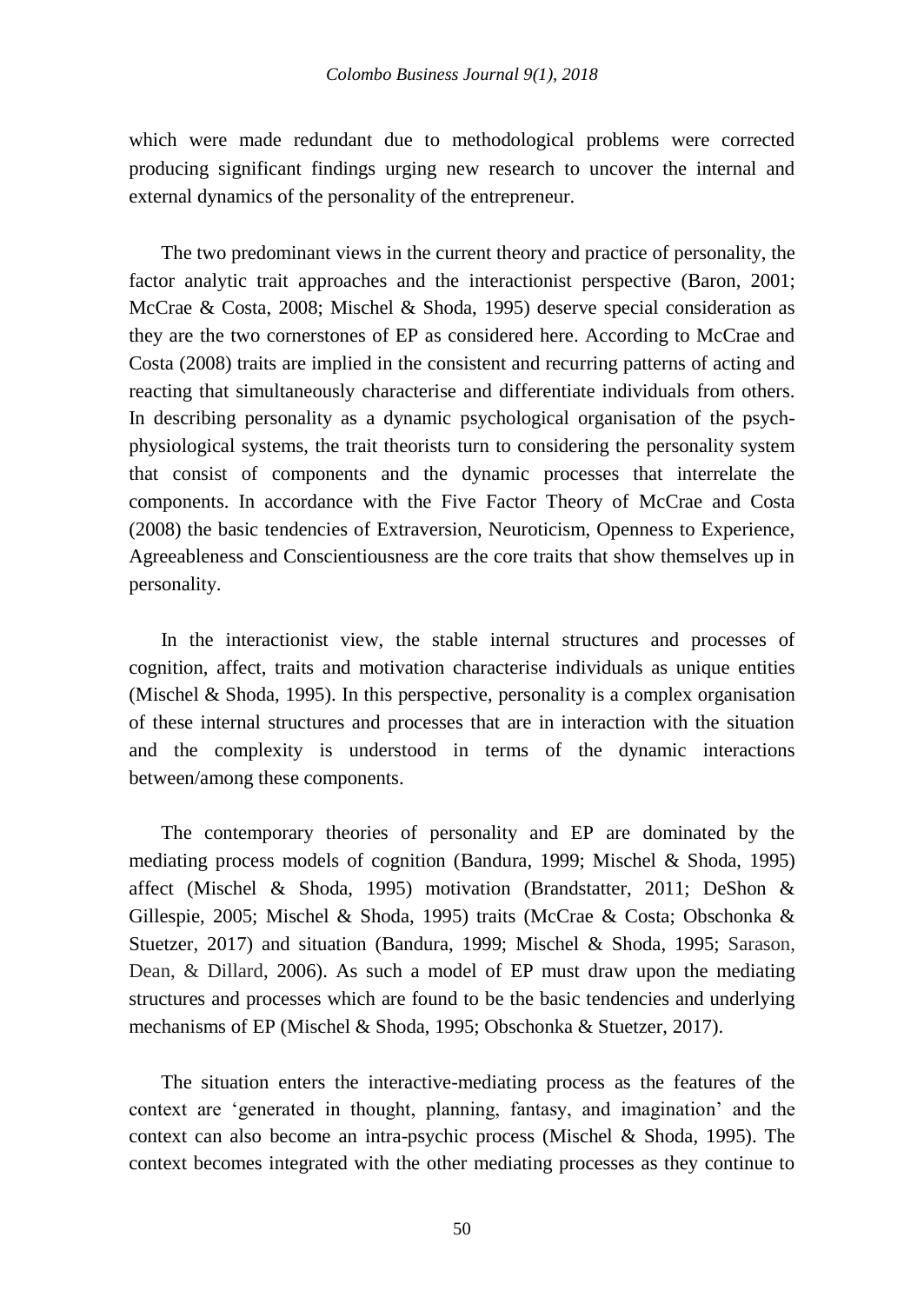which were made redundant due to methodological problems were corrected producing significant findings urging new research to uncover the internal and external dynamics of the personality of the entrepreneur.

The two predominant views in the current theory and practice of personality, the factor analytic trait approaches and the interactionist perspective (Baron, 2001; McCrae & Costa, 2008; Mischel & Shoda, 1995) deserve special consideration as they are the two cornerstones of EP as considered here. According to McCrae and Costa (2008) traits are implied in the consistent and recurring patterns of acting and reacting that simultaneously characterise and differentiate individuals from others. In describing personality as a dynamic psychological organisation of the psych-physiological systems, the trait theorists turn to considering the personality system that consist of components and the dynamic processes that interrelate the components. In accordance with the Five Factor Theory of McCrae and Costa (2008) the basic tendencies of Extraversion, Neuroticism, Openness to Experience, Agreeableness and Conscientiousness are the core traits that show themselves up in personality.

In the interactionist view, the stable internal structures and processes of cognition, affect, traits and motivation characterise individuals as unique entities (Mischel & Shoda, 1995). In this perspective, personality is a complex organisation of these internal structures and processes that are in interaction with the situation and the complexity is understood in terms of the dynamic interactions between/among these components.

The contemporary theories of personality and EP are dominated by the mediating process models of cognition (Bandura, 1999; Mischel & Shoda, 1995) affect (Mischel & Shoda, 1995) motivation (Brandstatter, 2011; DeShon & Gillespie, 2005; Mischel & Shoda, 1995) traits (McCrae & Costa; Obschonka & Stuetzer, 2017) and situation (Bandura, 1999; Mischel & Shoda, 1995; Sarason, Dean, & Dillard, 2006). As such a model of EP must draw upon the mediating structures and processes which are found to be the basic tendencies and underlying mechanisms of EP (Mischel & Shoda, 1995; Obschonka & Stuetzer, 2017).

The situation enters the interactive-mediating process as the features of the context are 'generated in thought, planning, fantasy, and imagination' and the context can also become an intra-psychic process (Mischel & Shoda, 1995). The context becomes integrated with the other mediating processes as they continue to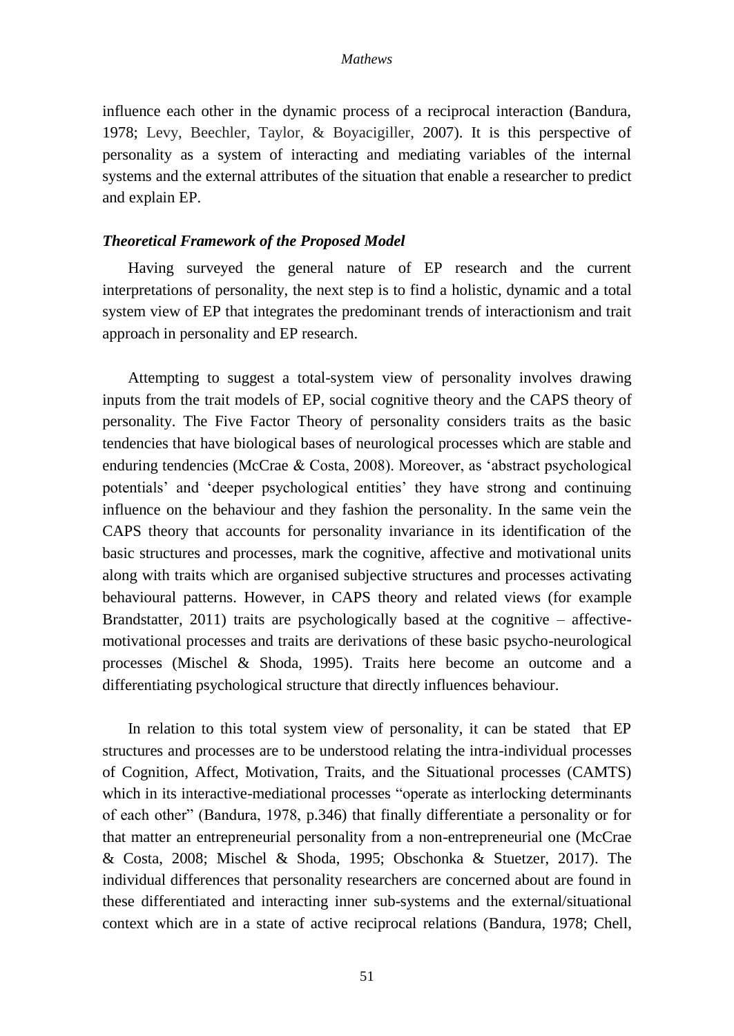influence each other in the dynamic process of a reciprocal interaction (Bandura, 1978; Levy, Beechler, Taylor, & Boyacigiller, 2007). It is this perspective of personality as a system of interacting and mediating variables of the internal systems and the external attributes of the situation that enable a researcher to predict and explain EP.

### *Theoretical Framework of the Proposed Model*

Having surveyed the general nature of EP research and the current interpretations of personality, the next step is to find a holistic, dynamic and a total system view of EP that integrates the predominant trends of interactionism and trait approach in personality and EP research.

Attempting to suggest a total-system view of personality involves drawing inputs from the trait models of EP, social cognitive theory and the CAPS theory of personality. The Five Factor Theory of personality considers traits as the basic tendencies that have biological bases of neurological processes which are stable and enduring tendencies (McCrae & Costa, 2008). Moreover, as 'abstract psychological potentials' and 'deeper psychological entities' they have strong and continuing influence on the behaviour and they fashion the personality. In the same vein the CAPS theory that accounts for personality invariance in its identification of the basic structures and processes, mark the cognitive, affective and motivational units along with traits which are organised subjective structures and processes activating behavioural patterns. However, in CAPS theory and related views (for example Brandstatter, 2011) traits are psychologically based at the cognitive – affective-motivational processes and traits are derivations of these basic psycho-neurological processes (Mischel & Shoda, 1995). Traits here become an outcome and a differentiating psychological structure that directly influences behaviour.

In relation to this total system view of personality, it can be stated that EP structures and processes are to be understood relating the intra-individual processes of Cognition, Affect, Motivation, Traits, and the Situational processes (CAMTS) which in its interactive-mediational processes "operate as interlocking determinants of each other" (Bandura, 1978, p.346) that finally differentiate a personality or for that matter an entrepreneurial personality from a non-entrepreneurial one (McCrae & Costa, 2008; Mischel & Shoda, 1995; Obschonka & Stuetzer, 2017). The individual differences that personality researchers are concerned about are found in these differentiated and interacting inner sub-systems and the external/situational context which are in a state of active reciprocal relations (Bandura, 1978; Chell,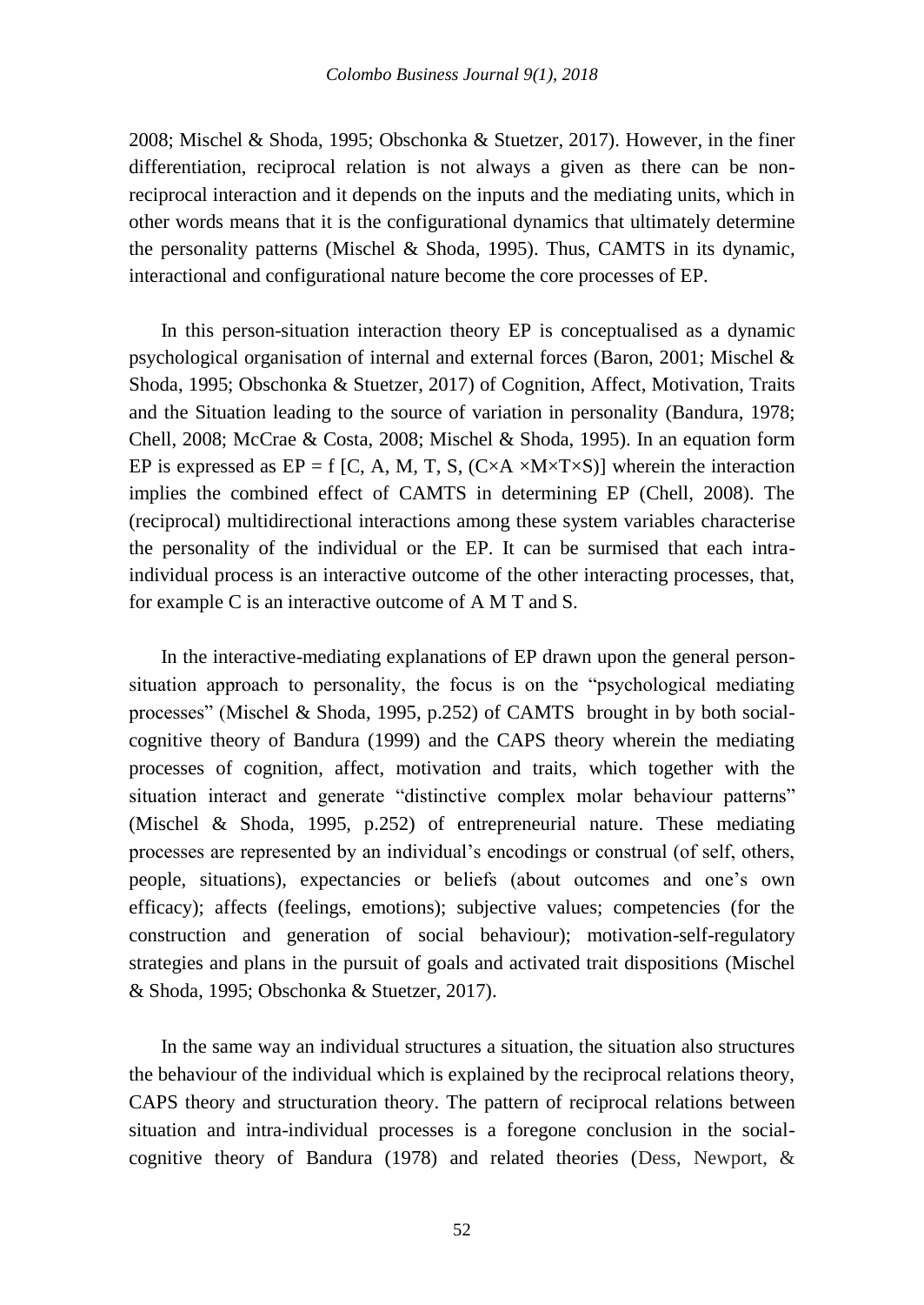2008; Mischel & Shoda, 1995; Obschonka & Stuetzer, 2017). However, in the finer differentiation, reciprocal relation is not always a given as there can be non-reciprocal interaction and it depends on the inputs and the mediating units, which in other words means that it is the configurational dynamics that ultimately determine the personality patterns (Mischel & Shoda, 1995). Thus, CAMTS in its dynamic, interactional and configurational nature become the core processes of EP.

In this person-situation interaction theory EP is conceptualised as a dynamic psychological organisation of internal and external forces (Baron, 2001; Mischel & Shoda, 1995; Obschonka & Stuetzer, 2017) of Cognition, Affect, Motivation, Traits and the Situation leading to the source of variation in personality (Bandura, 1978; Chell, 2008; McCrae & Costa, 2008; Mischel & Shoda, 1995). In an equation form EP is expressed as $EP = f\,[C, A, M, T, S, (C \times A \times M \times T \times S)]$ wherein the interaction implies the combined effect of CAMTS in determining EP (Chell, 2008). The (reciprocal) multidirectional interactions among these system variables characterise the personality of the individual or the EP. It can be surmised that each intra-individual process is an interactive outcome of the other interacting processes, that, for example C is an interactive outcome of A M T and S.

In the interactive-mediating explanations of EP drawn upon the general person-situation approach to personality, the focus is on the "psychological mediating processes" (Mischel & Shoda, 1995, p.252) of CAMTS brought in by both social-cognitive theory of Bandura (1999) and the CAPS theory wherein the mediating processes of cognition, affect, motivation and traits, which together with the situation interact and generate "distinctive complex molar behaviour patterns" (Mischel & Shoda, 1995, p.252) of entrepreneurial nature. These mediating processes are represented by an individual's encodings or construal (of self, others, people, situations), expectancies or beliefs (about outcomes and one's own efficacy); affects (feelings, emotions); subjective values; competencies (for the construction and generation of social behaviour); motivation-self-regulatory strategies and plans in the pursuit of goals and activated trait dispositions (Mischel & Shoda, 1995; Obschonka & Stuetzer, 2017).

In the same way an individual structures a situation, the situation also structures the behaviour of the individual which is explained by the reciprocal relations theory, CAPS theory and structuration theory. The pattern of reciprocal relations between situation and intra-individual processes is a foregone conclusion in the social-cognitive theory of Bandura (1978) and related theories (Dess, Newport, &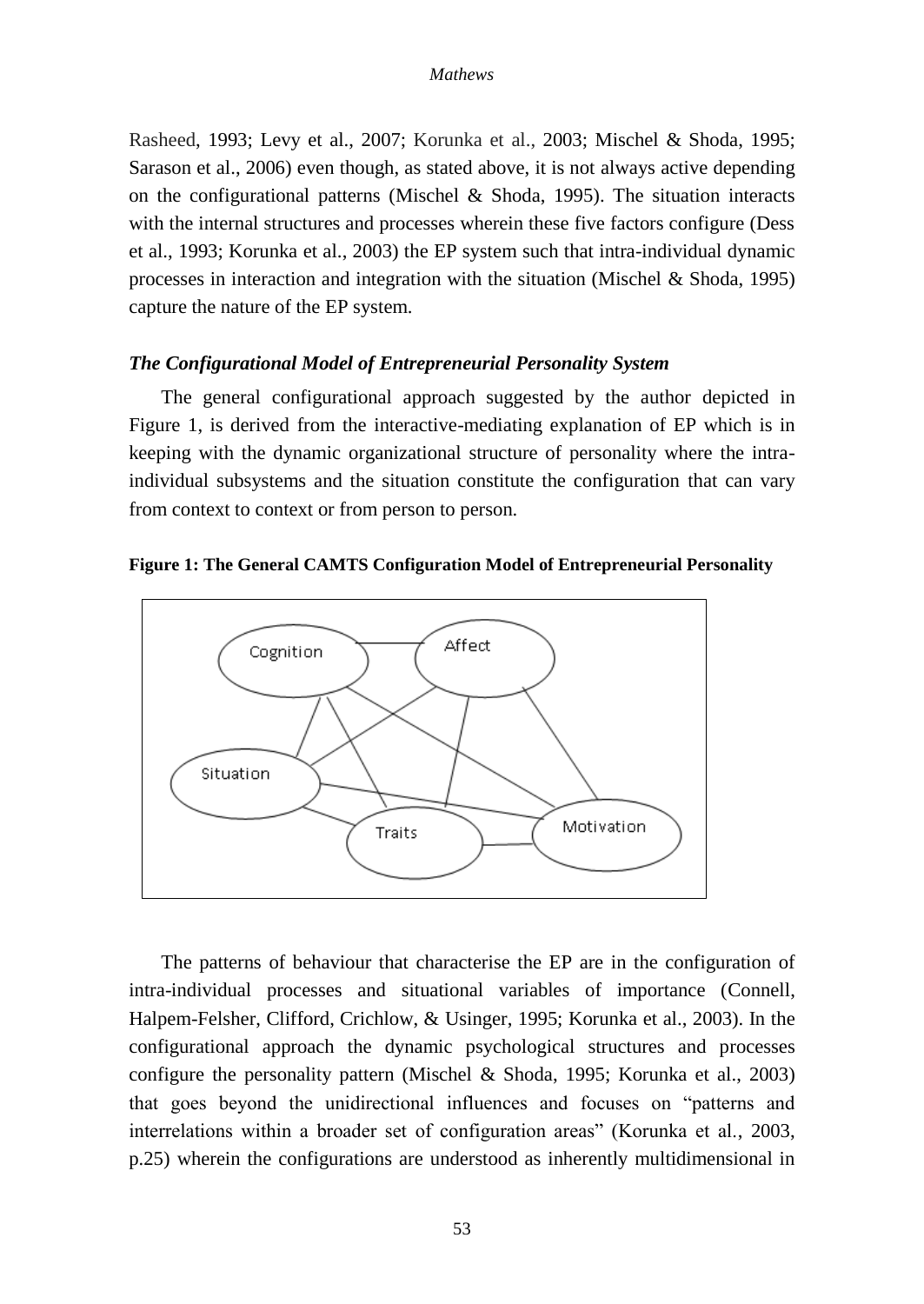Rasheed, 1993; Levy et al., 2007; Korunka et al., 2003; Mischel & Shoda, 1995; Sarason et al., 2006) even though, as stated above, it is not always active depending on the configurational patterns (Mischel & Shoda, 1995). The situation interacts with the internal structures and processes wherein these five factors configure (Dess et al., 1993; Korunka et al., 2003) the EP system such that intra-individual dynamic processes in interaction and integration with the situation (Mischel & Shoda, 1995) capture the nature of the EP system.

### *The Configurational Model of Entrepreneurial Personality System*

The general configurational approach suggested by the author depicted in Figure 1, is derived from the interactive-mediating explanation of EP which is in keeping with the dynamic organizational structure of personality where the intra-individual subsystems and the situation constitute the configuration that can vary from context to context or from person to person.

**Figure 1: The General CAMTS Configuration Model of Entrepreneurial Personality**

The patterns of behaviour that characterise the EP are in the configuration of intra-individual processes and situational variables of importance (Connell, Halpem-Felsher, Clifford, Crichlow, & Usinger, 1995; Korunka et al., 2003). In the configurational approach the dynamic psychological structures and processes configure the personality pattern (Mischel & Shoda, 1995; Korunka et al., 2003) that goes beyond the unidirectional influences and focuses on "patterns and interrelations within a broader set of configuration areas" (Korunka et al., 2003, p.25) wherein the configurations are understood as inherently multidimensional in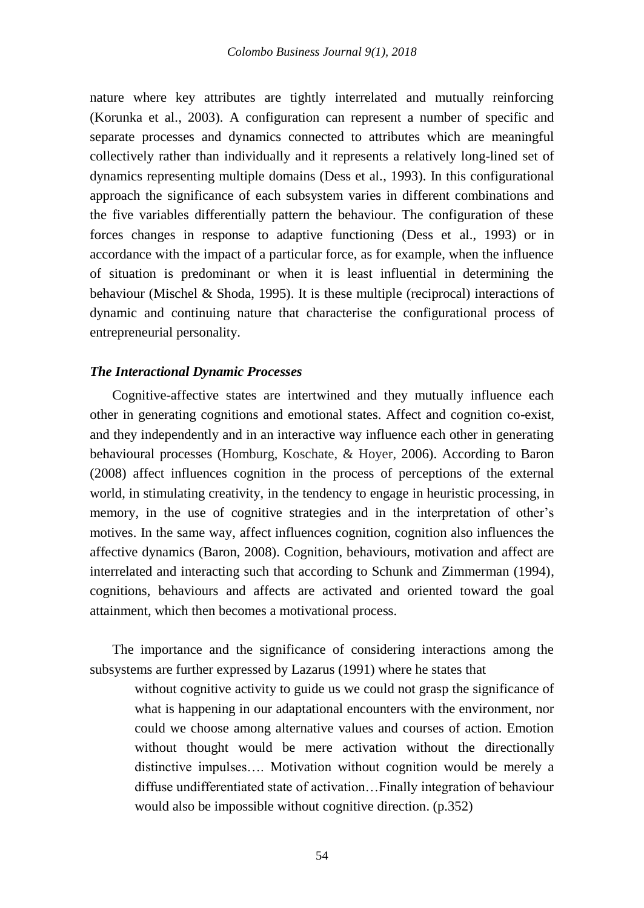nature where key attributes are tightly interrelated and mutually reinforcing (Korunka et al., 2003). A configuration can represent a number of specific and separate processes and dynamics connected to attributes which are meaningful collectively rather than individually and it represents a relatively long-lined set of dynamics representing multiple domains (Dess et al., 1993). In this configurational approach the significance of each subsystem varies in different combinations and the five variables differentially pattern the behaviour. The configuration of these forces changes in response to adaptive functioning (Dess et al., 1993) or in accordance with the impact of a particular force, as for example, when the influence of situation is predominant or when it is least influential in determining the behaviour (Mischel & Shoda, 1995). It is these multiple (reciprocal) interactions of dynamic and continuing nature that characterise the configurational process of entrepreneurial personality.

### *The Interactional Dynamic Processes*

Cognitive-affective states are intertwined and they mutually influence each other in generating cognitions and emotional states. Affect and cognition co-exist, and they independently and in an interactive way influence each other in generating behavioural processes (Homburg, Koschate, & Hoyer, 2006). According to Baron (2008) affect influences cognition in the process of perceptions of the external world, in stimulating creativity, in the tendency to engage in heuristic processing, in memory, in the use of cognitive strategies and in the interpretation of other's motives. In the same way, affect influences cognition, cognition also influences the affective dynamics (Baron, 2008). Cognition, behaviours, motivation and affect are interrelated and interacting such that according to Schunk and Zimmerman (1994), cognitions, behaviours and affects are activated and oriented toward the goal attainment, which then becomes a motivational process.

The importance and the significance of considering interactions among the subsystems are further expressed by Lazarus (1991) where he states that

> without cognitive activity to guide us we could not grasp the significance of what is happening in our adaptational encounters with the environment, nor could we choose among alternative values and courses of action. Emotion without thought would be mere activation without the directionally distinctive impulses…. Motivation without cognition would be merely a diffuse undifferentiated state of activation…Finally integration of behaviour would also be impossible without cognitive direction. (p.352)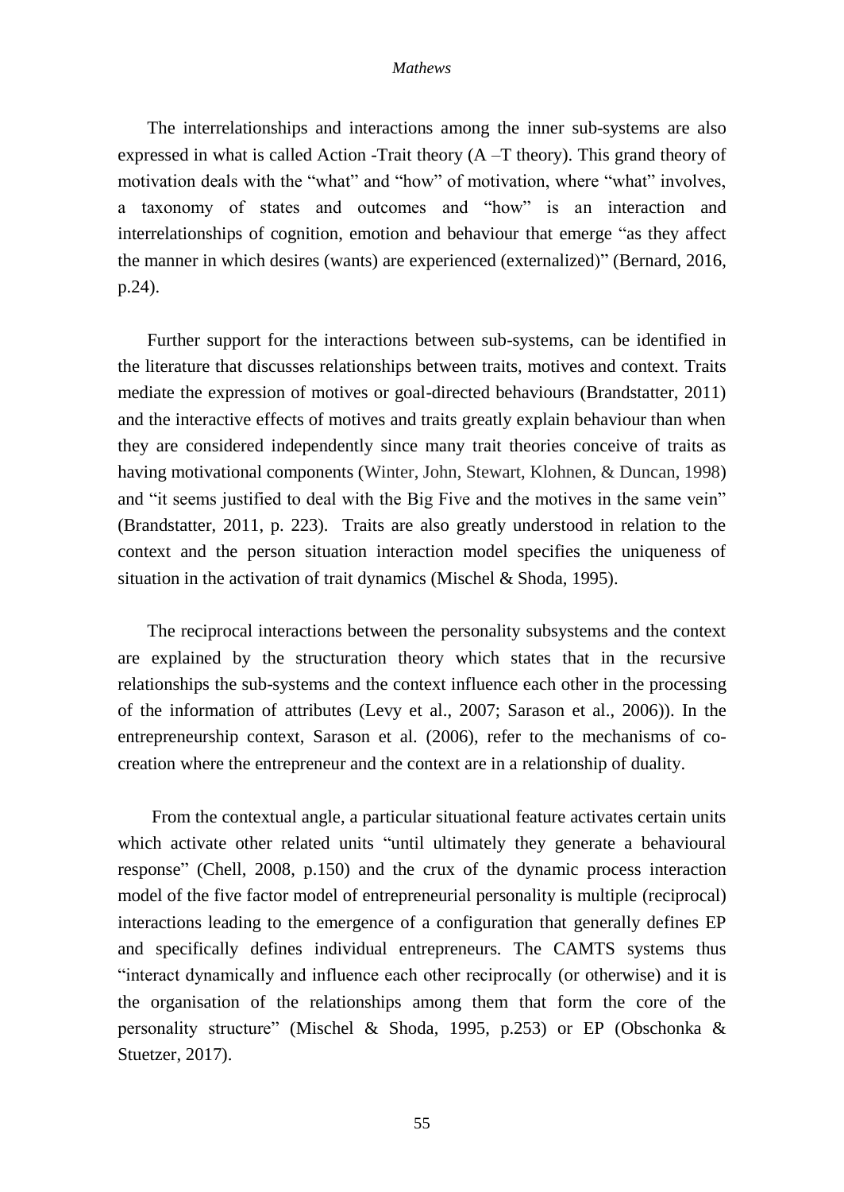The interrelationships and interactions among the inner sub-systems are also expressed in what is called Action -Trait theory (A –T theory). This grand theory of motivation deals with the "what" and "how" of motivation, where "what" involves, a taxonomy of states and outcomes and "how" is an interaction and interrelationships of cognition, emotion and behaviour that emerge "as they affect the manner in which desires (wants) are experienced (externalized)" (Bernard, 2016, p.24).

Further support for the interactions between sub-systems, can be identified in the literature that discusses relationships between traits, motives and context. Traits mediate the expression of motives or goal-directed behaviours (Brandstatter, 2011) and the interactive effects of motives and traits greatly explain behaviour than when they are considered independently since many trait theories conceive of traits as having motivational components (Winter, John, Stewart, Klohnen, & Duncan, 1998) and "it seems justified to deal with the Big Five and the motives in the same vein" (Brandstatter, 2011, p. 223). Traits are also greatly understood in relation to the context and the person situation interaction model specifies the uniqueness of situation in the activation of trait dynamics (Mischel & Shoda, 1995).

The reciprocal interactions between the personality subsystems and the context are explained by the structuration theory which states that in the recursive relationships the sub-systems and the context influence each other in the processing of the information of attributes (Levy et al., 2007; Sarason et al., 2006)). In the entrepreneurship context, Sarason et al. (2006), refer to the mechanisms of co-creation where the entrepreneur and the context are in a relationship of duality.

From the contextual angle, a particular situational feature activates certain units which activate other related units "until ultimately they generate a behavioural response" (Chell, 2008, p.150) and the crux of the dynamic process interaction model of the five factor model of entrepreneurial personality is multiple (reciprocal) interactions leading to the emergence of a configuration that generally defines EP and specifically defines individual entrepreneurs. The CAMTS systems thus "interact dynamically and influence each other reciprocally (or otherwise) and it is the organisation of the relationships among them that form the core of the personality structure" (Mischel & Shoda, 1995, p.253) or EP (Obschonka & Stuetzer, 2017).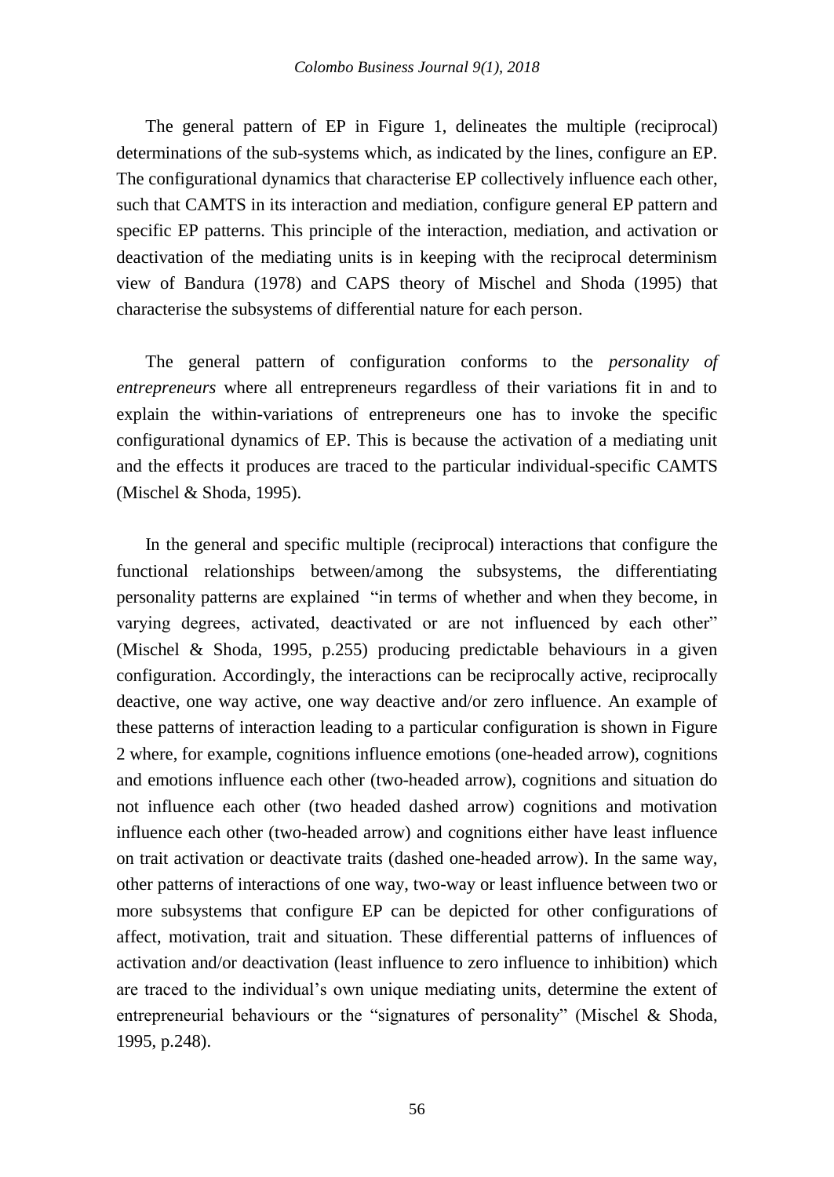The general pattern of EP in Figure 1, delineates the multiple (reciprocal) determinations of the sub-systems which, as indicated by the lines, configure an EP. The configurational dynamics that characterise EP collectively influence each other, such that CAMTS in its interaction and mediation, configure general EP pattern and specific EP patterns. This principle of the interaction, mediation, and activation or deactivation of the mediating units is in keeping with the reciprocal determinism view of Bandura (1978) and CAPS theory of Mischel and Shoda (1995) that characterise the subsystems of differential nature for each person.

The general pattern of configuration conforms to the *personality of entrepreneurs* where all entrepreneurs regardless of their variations fit in and to explain the within-variations of entrepreneurs one has to invoke the specific configurational dynamics of EP. This is because the activation of a mediating unit and the effects it produces are traced to the particular individual-specific CAMTS (Mischel & Shoda, 1995).

In the general and specific multiple (reciprocal) interactions that configure the functional relationships between/among the subsystems, the differentiating personality patterns are explained "in terms of whether and when they become, in varying degrees, activated, deactivated or are not influenced by each other" (Mischel & Shoda, 1995, p.255) producing predictable behaviours in a given configuration. Accordingly, the interactions can be reciprocally active, reciprocally deactive, one way active, one way deactive and/or zero influence. An example of these patterns of interaction leading to a particular configuration is shown in Figure 2 where, for example, cognitions influence emotions (one-headed arrow), cognitions and emotions influence each other (two-headed arrow), cognitions and situation do not influence each other (two headed dashed arrow) cognitions and motivation influence each other (two-headed arrow) and cognitions either have least influence on trait activation or deactivate traits (dashed one-headed arrow). In the same way, other patterns of interactions of one way, two-way or least influence between two or more subsystems that configure EP can be depicted for other configurations of affect, motivation, trait and situation. These differential patterns of influences of activation and/or deactivation (least influence to zero influence to inhibition) which are traced to the individual's own unique mediating units, determine the extent of entrepreneurial behaviours or the "signatures of personality" (Mischel & Shoda, 1995, p.248).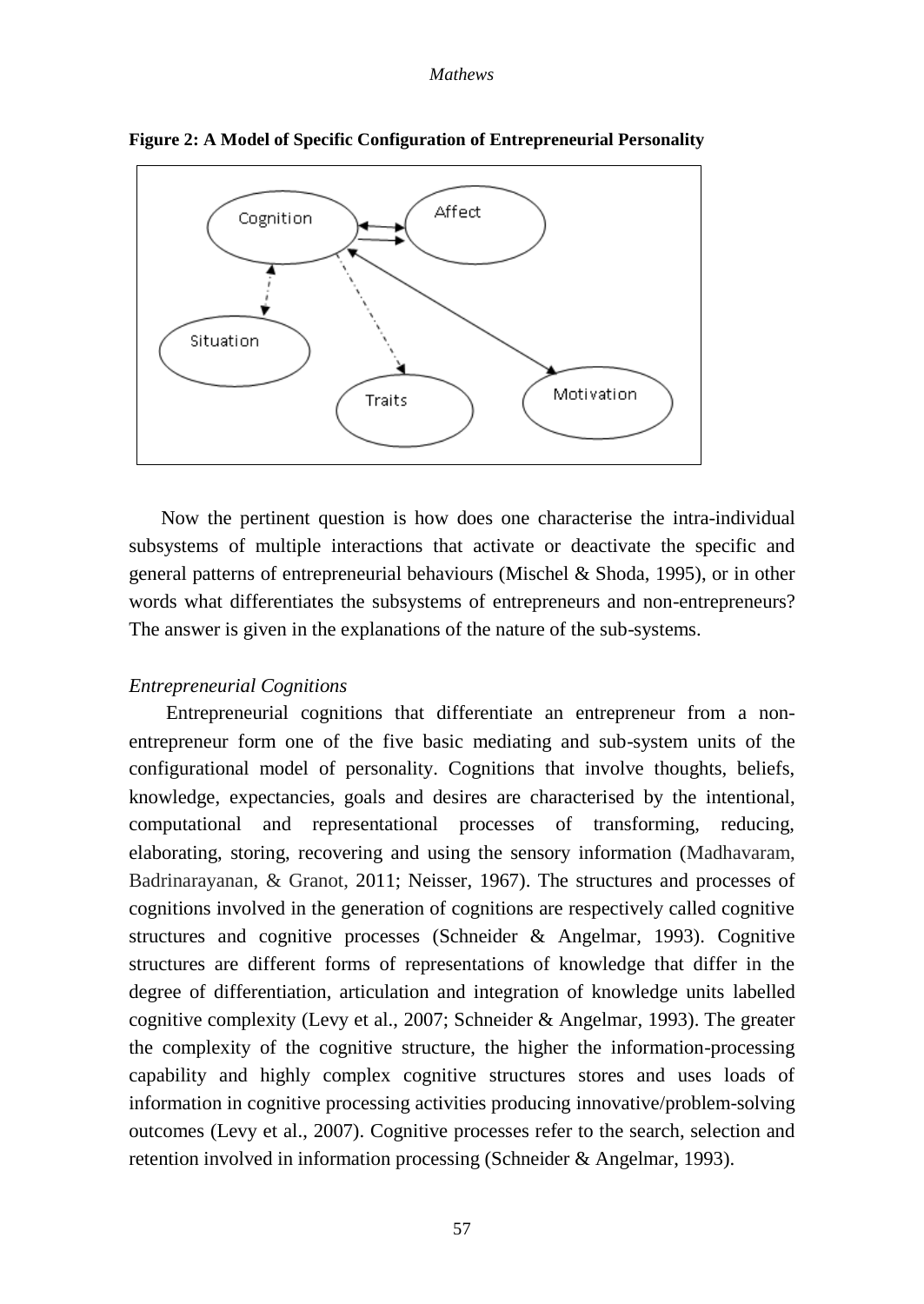**Figure 2: A Model of Specific Configuration of Entrepreneurial Personality**

Now the pertinent question is how does one characterise the intra-individual subsystems of multiple interactions that activate or deactivate the specific and general patterns of entrepreneurial behaviours (Mischel & Shoda, 1995), or in other words what differentiates the subsystems of entrepreneurs and non-entrepreneurs? The answer is given in the explanations of the nature of the sub-systems.

*Entrepreneurial Cognitions*

Entrepreneurial cognitions that differentiate an entrepreneur from a non-entrepreneur form one of the five basic mediating and sub-system units of the configurational model of personality. Cognitions that involve thoughts, beliefs, knowledge, expectancies, goals and desires are characterised by the intentional, computational and representational processes of transforming, reducing, elaborating, storing, recovering and using the sensory information (Madhavaram, Badrinarayanan, & Granot, 2011; Neisser, 1967). The structures and processes of cognitions involved in the generation of cognitions are respectively called cognitive structures and cognitive processes (Schneider & Angelmar, 1993). Cognitive structures are different forms of representations of knowledge that differ in the degree of differentiation, articulation and integration of knowledge units labelled cognitive complexity (Levy et al., 2007; Schneider & Angelmar, 1993). The greater the complexity of the cognitive structure, the higher the information-processing capability and highly complex cognitive structures stores and uses loads of information in cognitive processing activities producing innovative/problem-solving outcomes (Levy et al., 2007). Cognitive processes refer to the search, selection and retention involved in information processing (Schneider & Angelmar, 1993).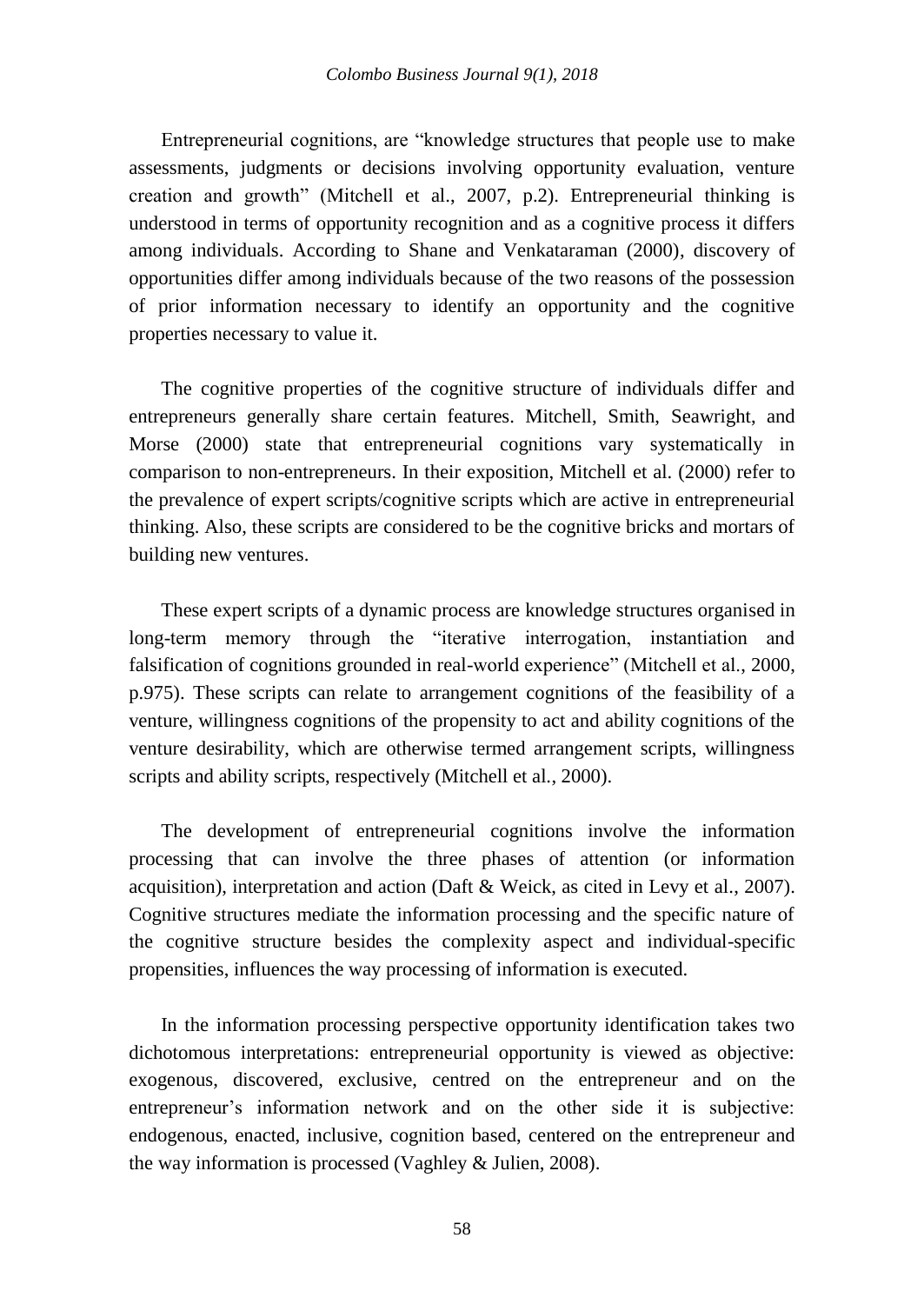Entrepreneurial cognitions, are "knowledge structures that people use to make assessments, judgments or decisions involving opportunity evaluation, venture creation and growth" (Mitchell et al., 2007, p.2). Entrepreneurial thinking is understood in terms of opportunity recognition and as a cognitive process it differs among individuals. According to Shane and Venkataraman (2000), discovery of opportunities differ among individuals because of the two reasons of the possession of prior information necessary to identify an opportunity and the cognitive properties necessary to value it.

The cognitive properties of the cognitive structure of individuals differ and entrepreneurs generally share certain features. Mitchell, Smith, Seawright, and Morse (2000) state that entrepreneurial cognitions vary systematically in comparison to non-entrepreneurs. In their exposition, Mitchell et al. (2000) refer to the prevalence of expert scripts/cognitive scripts which are active in entrepreneurial thinking. Also, these scripts are considered to be the cognitive bricks and mortars of building new ventures.

These expert scripts of a dynamic process are knowledge structures organised in long-term memory through the "iterative interrogation, instantiation and falsification of cognitions grounded in real-world experience" (Mitchell et al., 2000, p.975). These scripts can relate to arrangement cognitions of the feasibility of a venture, willingness cognitions of the propensity to act and ability cognitions of the venture desirability, which are otherwise termed arrangement scripts, willingness scripts and ability scripts, respectively (Mitchell et al., 2000).

The development of entrepreneurial cognitions involve the information processing that can involve the three phases of attention (or information acquisition), interpretation and action (Daft & Weick, as cited in Levy et al., 2007). Cognitive structures mediate the information processing and the specific nature of the cognitive structure besides the complexity aspect and individual-specific propensities, influences the way processing of information is executed.

In the information processing perspective opportunity identification takes two dichotomous interpretations: entrepreneurial opportunity is viewed as objective: exogenous, discovered, exclusive, centred on the entrepreneur and on the entrepreneur's information network and on the other side it is subjective: endogenous, enacted, inclusive, cognition based, centered on the entrepreneur and the way information is processed (Vaghley & Julien, 2008).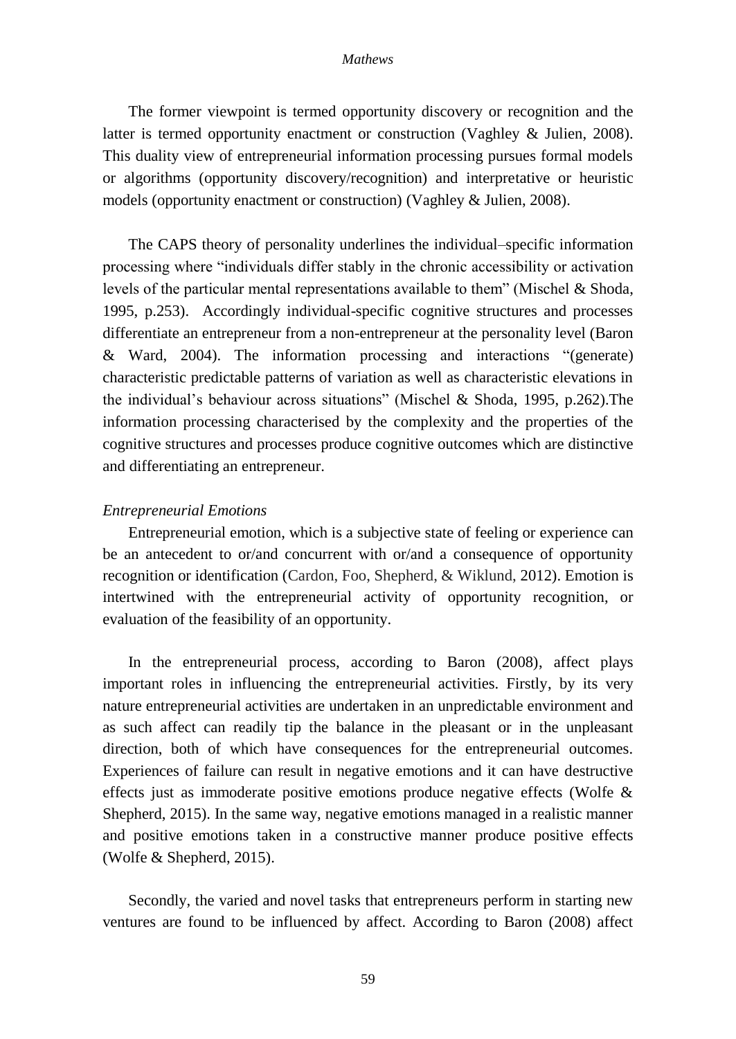The former viewpoint is termed opportunity discovery or recognition and the latter is termed opportunity enactment or construction (Vaghley & Julien, 2008). This duality view of entrepreneurial information processing pursues formal models or algorithms (opportunity discovery/recognition) and interpretative or heuristic models (opportunity enactment or construction) (Vaghley & Julien, 2008).

The CAPS theory of personality underlines the individual–specific information processing where "individuals differ stably in the chronic accessibility or activation levels of the particular mental representations available to them" (Mischel & Shoda, 1995, p.253). Accordingly individual-specific cognitive structures and processes differentiate an entrepreneur from a non-entrepreneur at the personality level (Baron & Ward, 2004). The information processing and interactions "(generate) characteristic predictable patterns of variation as well as characteristic elevations in the individual's behaviour across situations" (Mischel & Shoda, 1995, p.262).The information processing characterised by the complexity and the properties of the cognitive structures and processes produce cognitive outcomes which are distinctive and differentiating an entrepreneur.

*Entrepreneurial Emotions*

Entrepreneurial emotion, which is a subjective state of feeling or experience can be an antecedent to or/and concurrent with or/and a consequence of opportunity recognition or identification (Cardon, Foo, Shepherd, & Wiklund, 2012). Emotion is intertwined with the entrepreneurial activity of opportunity recognition, or evaluation of the feasibility of an opportunity.

In the entrepreneurial process, according to Baron (2008), affect plays important roles in influencing the entrepreneurial activities. Firstly, by its very nature entrepreneurial activities are undertaken in an unpredictable environment and as such affect can readily tip the balance in the pleasant or in the unpleasant direction, both of which have consequences for the entrepreneurial outcomes. Experiences of failure can result in negative emotions and it can have destructive effects just as immoderate positive emotions produce negative effects (Wolfe & Shepherd, 2015). In the same way, negative emotions managed in a realistic manner and positive emotions taken in a constructive manner produce positive effects (Wolfe & Shepherd, 2015).

Secondly, the varied and novel tasks that entrepreneurs perform in starting new ventures are found to be influenced by affect. According to Baron (2008) affect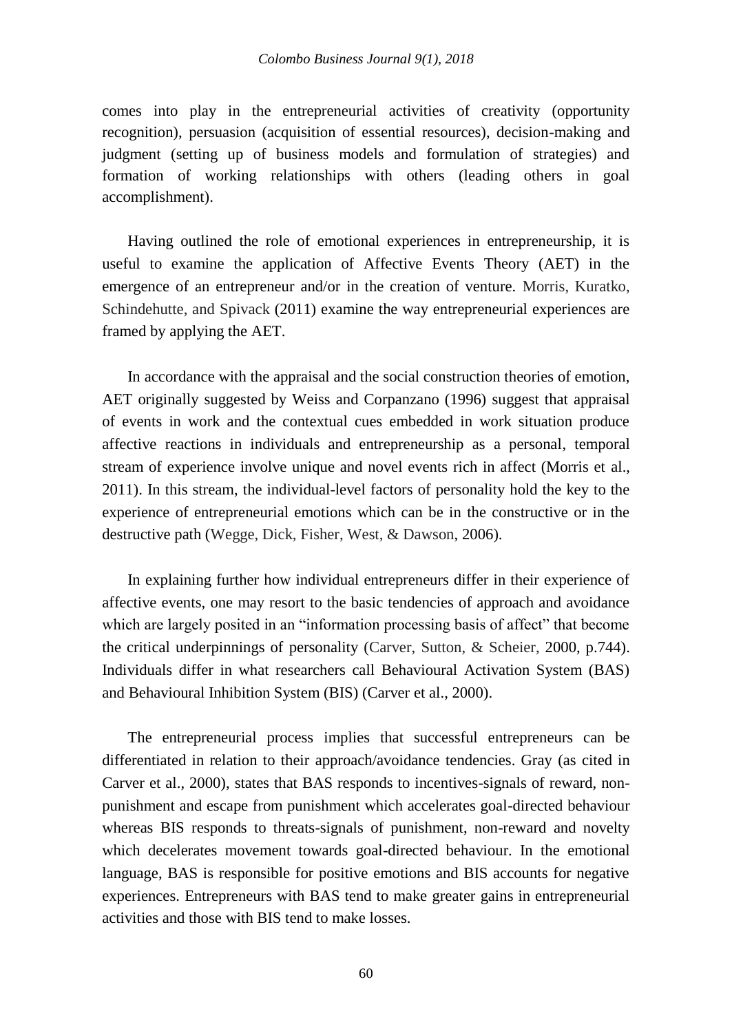comes into play in the entrepreneurial activities of creativity (opportunity recognition), persuasion (acquisition of essential resources), decision-making and judgment (setting up of business models and formulation of strategies) and formation of working relationships with others (leading others in goal accomplishment).

Having outlined the role of emotional experiences in entrepreneurship, it is useful to examine the application of Affective Events Theory (AET) in the emergence of an entrepreneur and/or in the creation of venture. Morris, Kuratko, Schindehutte, and Spivack (2011) examine the way entrepreneurial experiences are framed by applying the AET.

In accordance with the appraisal and the social construction theories of emotion, AET originally suggested by Weiss and Corpanzano (1996) suggest that appraisal of events in work and the contextual cues embedded in work situation produce affective reactions in individuals and entrepreneurship as a personal, temporal stream of experience involve unique and novel events rich in affect (Morris et al., 2011). In this stream, the individual-level factors of personality hold the key to the experience of entrepreneurial emotions which can be in the constructive or in the destructive path (Wegge, Dick, Fisher, West, & Dawson, 2006).

In explaining further how individual entrepreneurs differ in their experience of affective events, one may resort to the basic tendencies of approach and avoidance which are largely posited in an "information processing basis of affect" that become the critical underpinnings of personality (Carver, Sutton, & Scheier, 2000, p.744). Individuals differ in what researchers call Behavioural Activation System (BAS) and Behavioural Inhibition System (BIS) (Carver et al., 2000).

The entrepreneurial process implies that successful entrepreneurs can be differentiated in relation to their approach/avoidance tendencies. Gray (as cited in Carver et al., 2000), states that BAS responds to incentives-signals of reward, non-punishment and escape from punishment which accelerates goal-directed behaviour whereas BIS responds to threats-signals of punishment, non-reward and novelty which decelerates movement towards goal-directed behaviour. In the emotional language, BAS is responsible for positive emotions and BIS accounts for negative experiences. Entrepreneurs with BAS tend to make greater gains in entrepreneurial activities and those with BIS tend to make losses.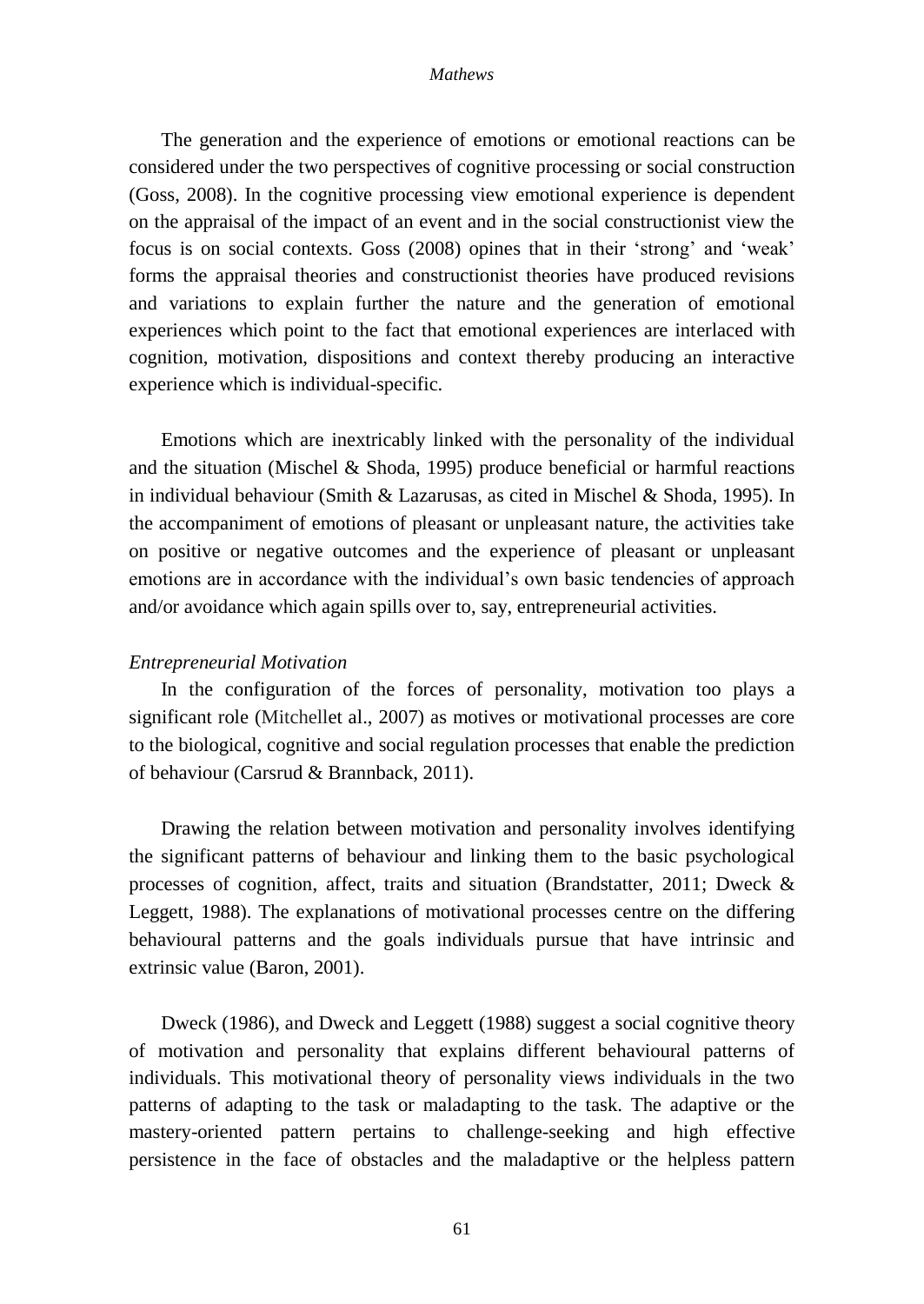The generation and the experience of emotions or emotional reactions can be considered under the two perspectives of cognitive processing or social construction (Goss, 2008). In the cognitive processing view emotional experience is dependent on the appraisal of the impact of an event and in the social constructionist view the focus is on social contexts. Goss (2008) opines that in their 'strong' and 'weak' forms the appraisal theories and constructionist theories have produced revisions and variations to explain further the nature and the generation of emotional experiences which point to the fact that emotional experiences are interlaced with cognition, motivation, dispositions and context thereby producing an interactive experience which is individual-specific.

Emotions which are inextricably linked with the personality of the individual and the situation (Mischel & Shoda, 1995) produce beneficial or harmful reactions in individual behaviour (Smith & Lazarusas, as cited in Mischel & Shoda, 1995). In the accompaniment of emotions of pleasant or unpleasant nature, the activities take on positive or negative outcomes and the experience of pleasant or unpleasant emotions are in accordance with the individual's own basic tendencies of approach and/or avoidance which again spills over to, say, entrepreneurial activities.

*Entrepreneurial Motivation*

In the configuration of the forces of personality, motivation too plays a significant role (Mitchellet al., 2007) as motives or motivational processes are core to the biological, cognitive and social regulation processes that enable the prediction of behaviour (Carsrud & Brannback, 2011).

Drawing the relation between motivation and personality involves identifying the significant patterns of behaviour and linking them to the basic psychological processes of cognition, affect, traits and situation (Brandstatter, 2011; Dweck & Leggett, 1988). The explanations of motivational processes centre on the differing behavioural patterns and the goals individuals pursue that have intrinsic and extrinsic value (Baron, 2001).

Dweck (1986), and Dweck and Leggett (1988) suggest a social cognitive theory of motivation and personality that explains different behavioural patterns of individuals. This motivational theory of personality views individuals in the two patterns of adapting to the task or maladapting to the task. The adaptive or the mastery-oriented pattern pertains to challenge-seeking and high effective persistence in the face of obstacles and the maladaptive or the helpless pattern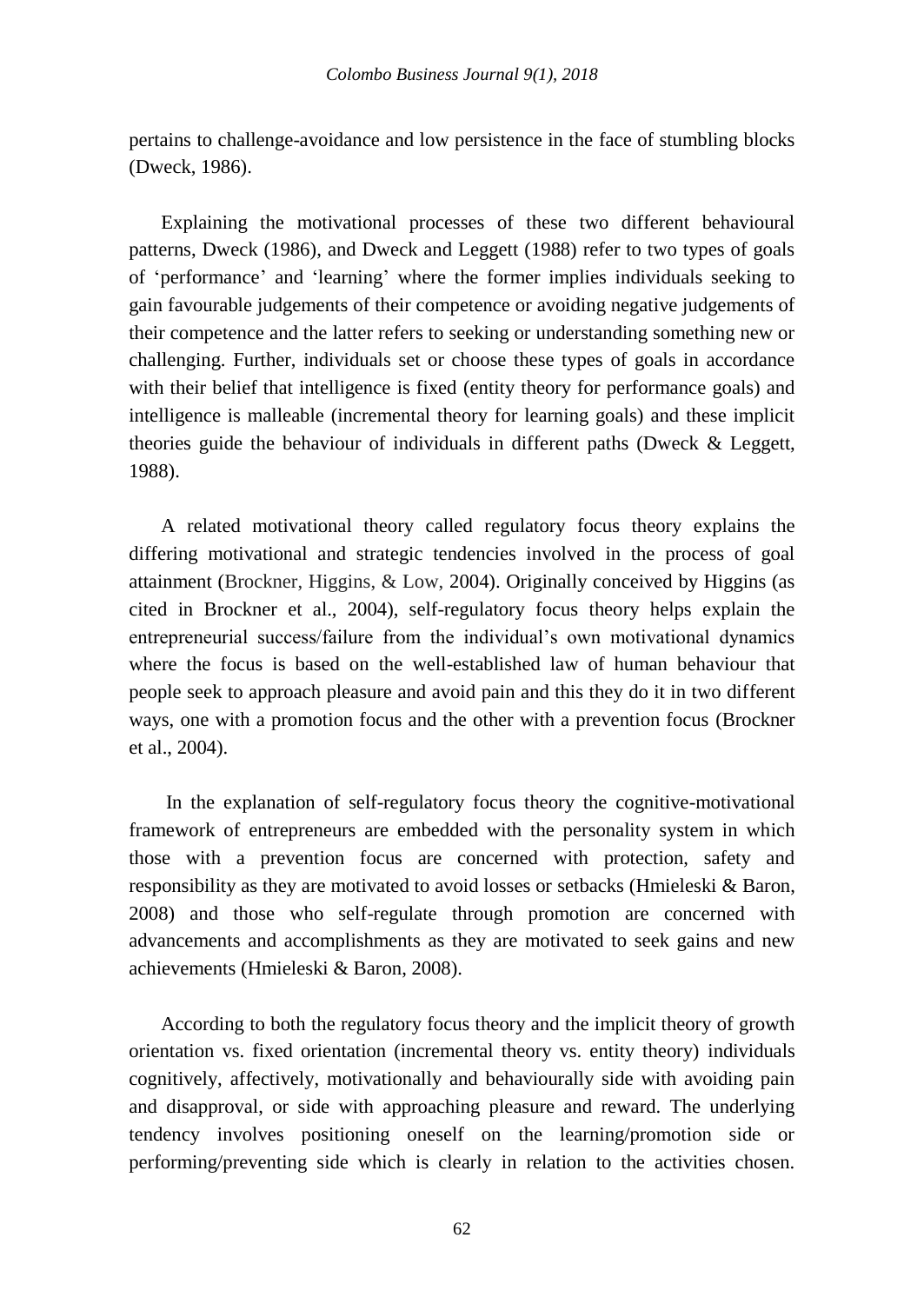pertains to challenge-avoidance and low persistence in the face of stumbling blocks (Dweck, 1986).

Explaining the motivational processes of these two different behavioural patterns, Dweck (1986), and Dweck and Leggett (1988) refer to two types of goals of 'performance' and 'learning' where the former implies individuals seeking to gain favourable judgements of their competence or avoiding negative judgements of their competence and the latter refers to seeking or understanding something new or challenging. Further, individuals set or choose these types of goals in accordance with their belief that intelligence is fixed (entity theory for performance goals) and intelligence is malleable (incremental theory for learning goals) and these implicit theories guide the behaviour of individuals in different paths (Dweck & Leggett, 1988).

A related motivational theory called regulatory focus theory explains the differing motivational and strategic tendencies involved in the process of goal attainment (Brockner, Higgins, & Low, 2004). Originally conceived by Higgins (as cited in Brockner et al., 2004), self-regulatory focus theory helps explain the entrepreneurial success/failure from the individual's own motivational dynamics where the focus is based on the well-established law of human behaviour that people seek to approach pleasure and avoid pain and this they do it in two different ways, one with a promotion focus and the other with a prevention focus (Brockner et al., 2004).

In the explanation of self-regulatory focus theory the cognitive-motivational framework of entrepreneurs are embedded with the personality system in which those with a prevention focus are concerned with protection, safety and responsibility as they are motivated to avoid losses or setbacks (Hmieleski & Baron, 2008) and those who self-regulate through promotion are concerned with advancements and accomplishments as they are motivated to seek gains and new achievements (Hmieleski & Baron, 2008).

According to both the regulatory focus theory and the implicit theory of growth orientation vs. fixed orientation (incremental theory vs. entity theory) individuals cognitively, affectively, motivationally and behaviourally side with avoiding pain and disapproval, or side with approaching pleasure and reward. The underlying tendency involves positioning oneself on the learning/promotion side or performing/preventing side which is clearly in relation to the activities chosen.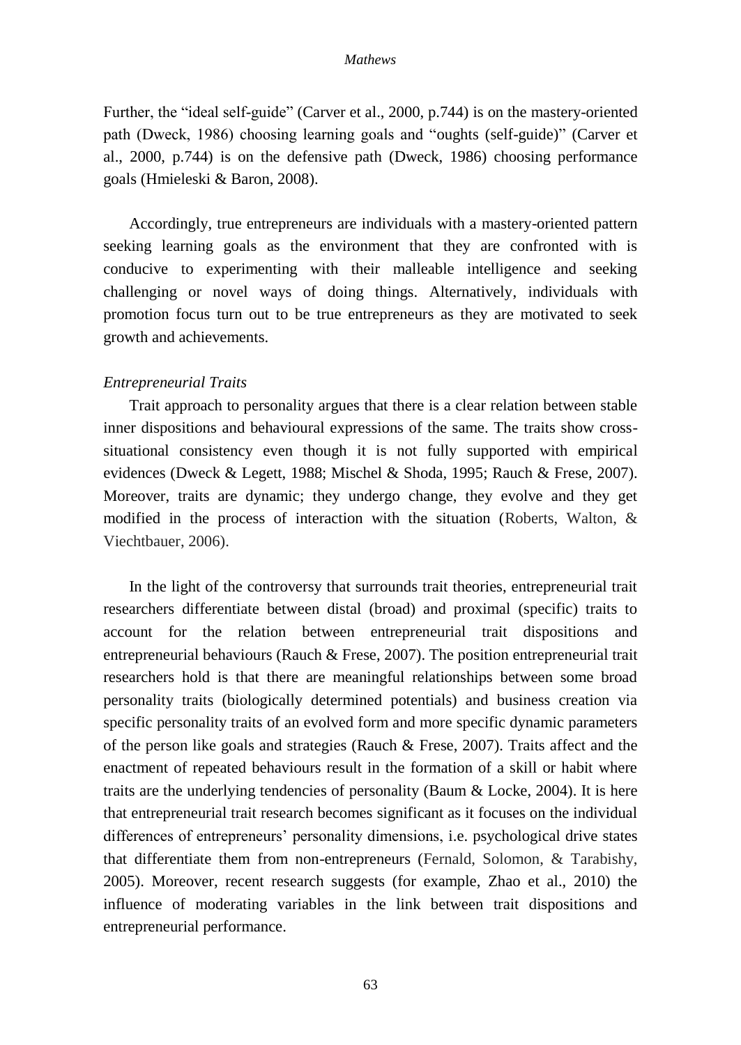Further, the "ideal self-guide" (Carver et al., 2000, p.744) is on the mastery-oriented path (Dweck, 1986) choosing learning goals and "oughts (self-guide)" (Carver et al., 2000, p.744) is on the defensive path (Dweck, 1986) choosing performance goals (Hmieleski & Baron, 2008).

Accordingly, true entrepreneurs are individuals with a mastery-oriented pattern seeking learning goals as the environment that they are confronted with is conducive to experimenting with their malleable intelligence and seeking challenging or novel ways of doing things. Alternatively, individuals with promotion focus turn out to be true entrepreneurs as they are motivated to seek growth and achievements.

*Entrepreneurial Traits*

Trait approach to personality argues that there is a clear relation between stable inner dispositions and behavioural expressions of the same. The traits show cross-situational consistency even though it is not fully supported with empirical evidences (Dweck & Legett, 1988; Mischel & Shoda, 1995; Rauch & Frese, 2007). Moreover, traits are dynamic; they undergo change, they evolve and they get modified in the process of interaction with the situation (Roberts, Walton, & Viechtbauer, 2006).

In the light of the controversy that surrounds trait theories, entrepreneurial trait researchers differentiate between distal (broad) and proximal (specific) traits to account for the relation between entrepreneurial trait dispositions and entrepreneurial behaviours (Rauch & Frese, 2007). The position entrepreneurial trait researchers hold is that there are meaningful relationships between some broad personality traits (biologically determined potentials) and business creation via specific personality traits of an evolved form and more specific dynamic parameters of the person like goals and strategies (Rauch & Frese, 2007). Traits affect and the enactment of repeated behaviours result in the formation of a skill or habit where traits are the underlying tendencies of personality (Baum & Locke, 2004). It is here that entrepreneurial trait research becomes significant as it focuses on the individual differences of entrepreneurs' personality dimensions, i.e. psychological drive states that differentiate them from non-entrepreneurs (Fernald, Solomon, & Tarabishy, 2005). Moreover, recent research suggests (for example, Zhao et al., 2010) the influence of moderating variables in the link between trait dispositions and entrepreneurial performance.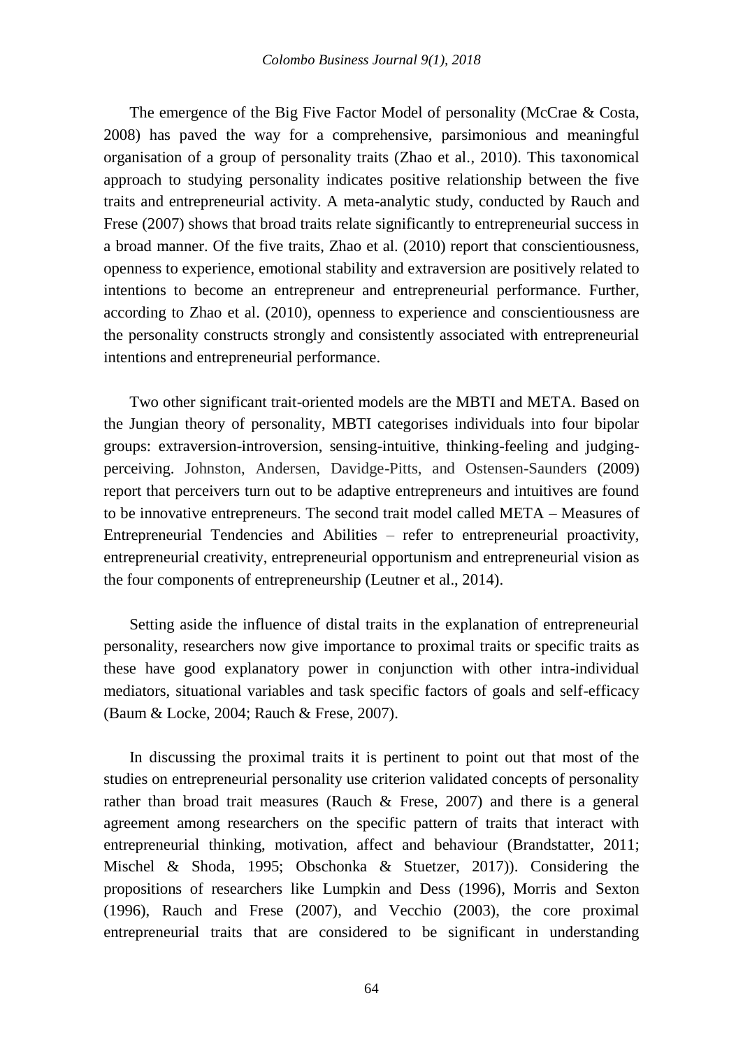The emergence of the Big Five Factor Model of personality (McCrae & Costa, 2008) has paved the way for a comprehensive, parsimonious and meaningful organisation of a group of personality traits (Zhao et al., 2010). This taxonomical approach to studying personality indicates positive relationship between the five traits and entrepreneurial activity. A meta-analytic study, conducted by Rauch and Frese (2007) shows that broad traits relate significantly to entrepreneurial success in a broad manner. Of the five traits, Zhao et al. (2010) report that conscientiousness, openness to experience, emotional stability and extraversion are positively related to intentions to become an entrepreneur and entrepreneurial performance. Further, according to Zhao et al. (2010), openness to experience and conscientiousness are the personality constructs strongly and consistently associated with entrepreneurial intentions and entrepreneurial performance.

Two other significant trait-oriented models are the MBTI and META. Based on the Jungian theory of personality, MBTI categorises individuals into four bipolar groups: extraversion-introversion, sensing-intuitive, thinking-feeling and judging-perceiving. Johnston, Andersen, Davidge-Pitts, and Ostensen-Saunders (2009) report that perceivers turn out to be adaptive entrepreneurs and intuitives are found to be innovative entrepreneurs. The second trait model called META – Measures of Entrepreneurial Tendencies and Abilities – refer to entrepreneurial proactivity, entrepreneurial creativity, entrepreneurial opportunism and entrepreneurial vision as the four components of entrepreneurship (Leutner et al., 2014).

Setting aside the influence of distal traits in the explanation of entrepreneurial personality, researchers now give importance to proximal traits or specific traits as these have good explanatory power in conjunction with other intra-individual mediators, situational variables and task specific factors of goals and self-efficacy (Baum & Locke, 2004; Rauch & Frese, 2007).

In discussing the proximal traits it is pertinent to point out that most of the studies on entrepreneurial personality use criterion validated concepts of personality rather than broad trait measures (Rauch & Frese, 2007) and there is a general agreement among researchers on the specific pattern of traits that interact with entrepreneurial thinking, motivation, affect and behaviour (Brandstatter, 2011; Mischel & Shoda, 1995; Obschonka & Stuetzer, 2017)). Considering the propositions of researchers like Lumpkin and Dess (1996), Morris and Sexton (1996), Rauch and Frese (2007), and Vecchio (2003), the core proximal entrepreneurial traits that are considered to be significant in understanding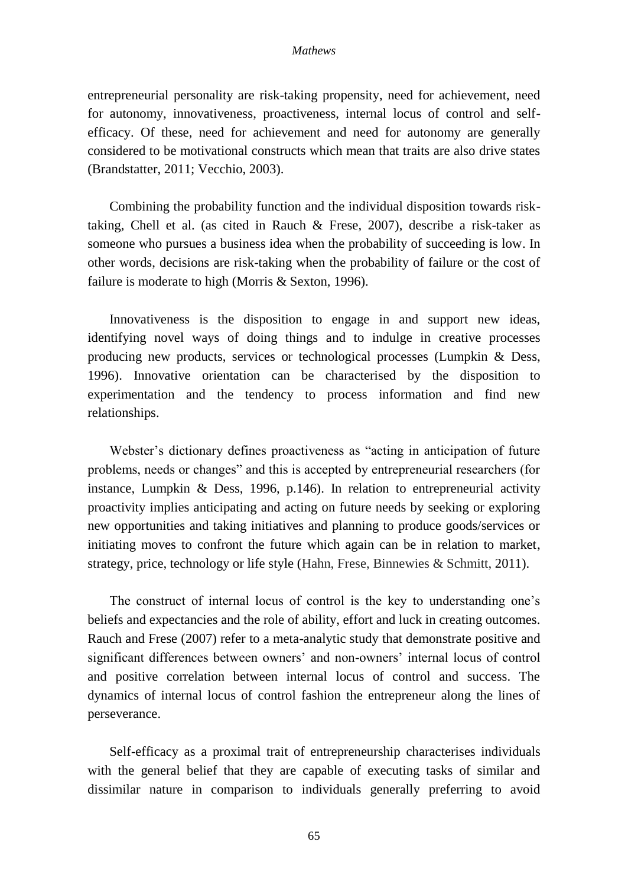entrepreneurial personality are risk-taking propensity, need for achievement, need for autonomy, innovativeness, proactiveness, internal locus of control and self-efficacy. Of these, need for achievement and need for autonomy are generally considered to be motivational constructs which mean that traits are also drive states (Brandstatter, 2011; Vecchio, 2003).

Combining the probability function and the individual disposition towards risk-taking, Chell et al. (as cited in Rauch & Frese, 2007), describe a risk-taker as someone who pursues a business idea when the probability of succeeding is low. In other words, decisions are risk-taking when the probability of failure or the cost of failure is moderate to high (Morris & Sexton, 1996).

Innovativeness is the disposition to engage in and support new ideas, identifying novel ways of doing things and to indulge in creative processes producing new products, services or technological processes (Lumpkin & Dess, 1996). Innovative orientation can be characterised by the disposition to experimentation and the tendency to process information and find new relationships.

Webster's dictionary defines proactiveness as "acting in anticipation of future problems, needs or changes" and this is accepted by entrepreneurial researchers (for instance, Lumpkin & Dess, 1996, p.146). In relation to entrepreneurial activity proactivity implies anticipating and acting on future needs by seeking or exploring new opportunities and taking initiatives and planning to produce goods/services or initiating moves to confront the future which again can be in relation to market, strategy, price, technology or life style (Hahn, Frese, Binnewies & Schmitt, 2011).

The construct of internal locus of control is the key to understanding one's beliefs and expectancies and the role of ability, effort and luck in creating outcomes. Rauch and Frese (2007) refer to a meta-analytic study that demonstrate positive and significant differences between owners' and non-owners' internal locus of control and positive correlation between internal locus of control and success. The dynamics of internal locus of control fashion the entrepreneur along the lines of perseverance.

Self-efficacy as a proximal trait of entrepreneurship characterises individuals with the general belief that they are capable of executing tasks of similar and dissimilar nature in comparison to individuals generally preferring to avoid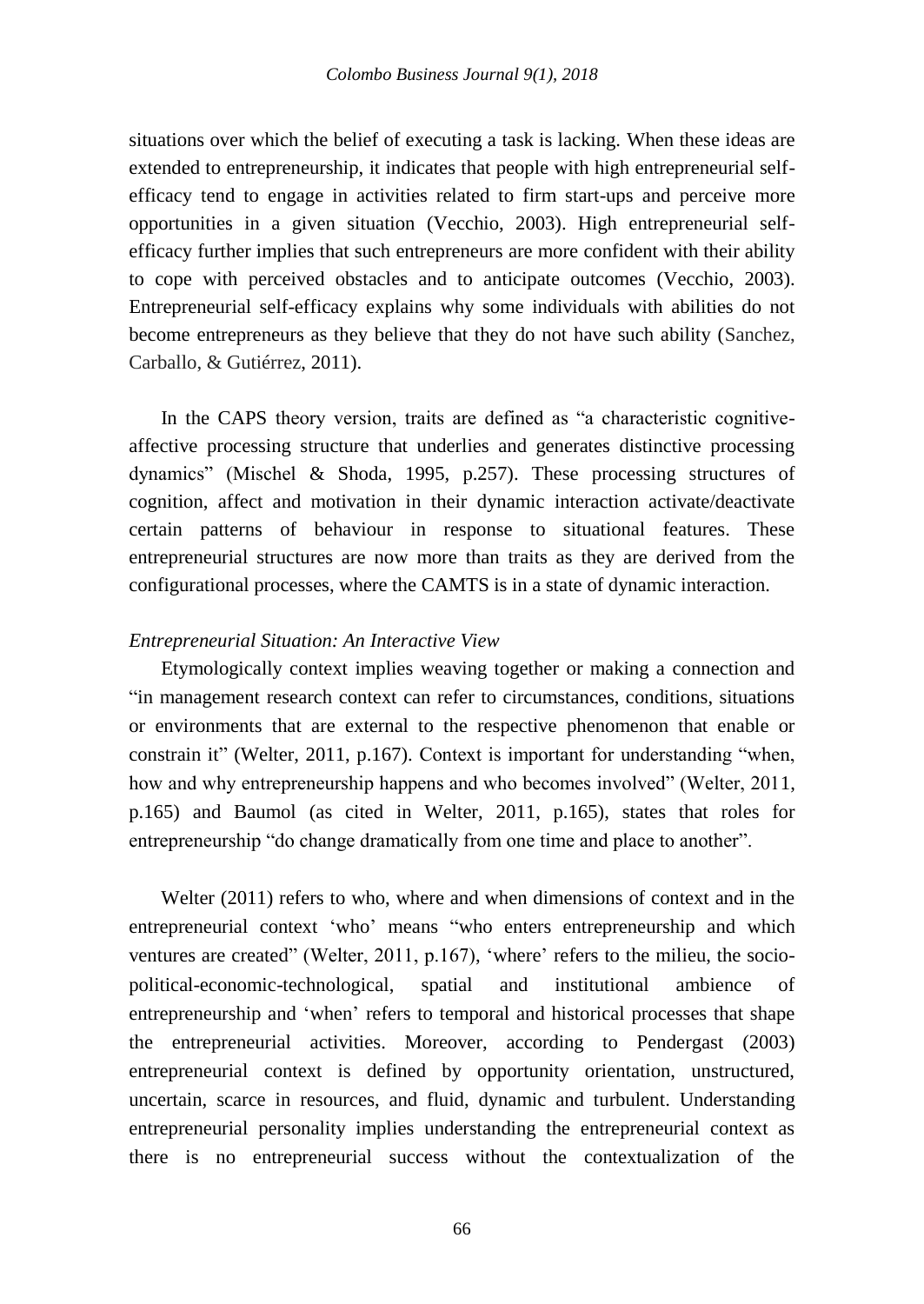situations over which the belief of executing a task is lacking. When these ideas are extended to entrepreneurship, it indicates that people with high entrepreneurial self-efficacy tend to engage in activities related to firm start-ups and perceive more opportunities in a given situation (Vecchio, 2003). High entrepreneurial self-efficacy further implies that such entrepreneurs are more confident with their ability to cope with perceived obstacles and to anticipate outcomes (Vecchio, 2003). Entrepreneurial self-efficacy explains why some individuals with abilities do not become entrepreneurs as they believe that they do not have such ability (Sanchez, Carballo, & Gutiérrez, 2011).

In the CAPS theory version, traits are defined as "a characteristic cognitive-affective processing structure that underlies and generates distinctive processing dynamics" (Mischel & Shoda, 1995, p.257). These processing structures of cognition, affect and motivation in their dynamic interaction activate/deactivate certain patterns of behaviour in response to situational features. These entrepreneurial structures are now more than traits as they are derived from the configurational processes, where the CAMTS is in a state of dynamic interaction.

*Entrepreneurial Situation: An Interactive View*

Etymologically context implies weaving together or making a connection and "in management research context can refer to circumstances, conditions, situations or environments that are external to the respective phenomenon that enable or constrain it" (Welter, 2011, p.167). Context is important for understanding "when, how and why entrepreneurship happens and who becomes involved" (Welter, 2011, p.165) and Baumol (as cited in Welter, 2011, p.165), states that roles for entrepreneurship "do change dramatically from one time and place to another".

Welter (2011) refers to who, where and when dimensions of context and in the entrepreneurial context 'who' means "who enters entrepreneurship and which ventures are created" (Welter, 2011, p.167), 'where' refers to the milieu, the socio-political-economic-technological, spatial and institutional ambience of entrepreneurship and 'when' refers to temporal and historical processes that shape the entrepreneurial activities. Moreover, according to Pendergast (2003) entrepreneurial context is defined by opportunity orientation, unstructured, uncertain, scarce in resources, and fluid, dynamic and turbulent. Understanding entrepreneurial personality implies understanding the entrepreneurial context as there is no entrepreneurial success without the contextualization of the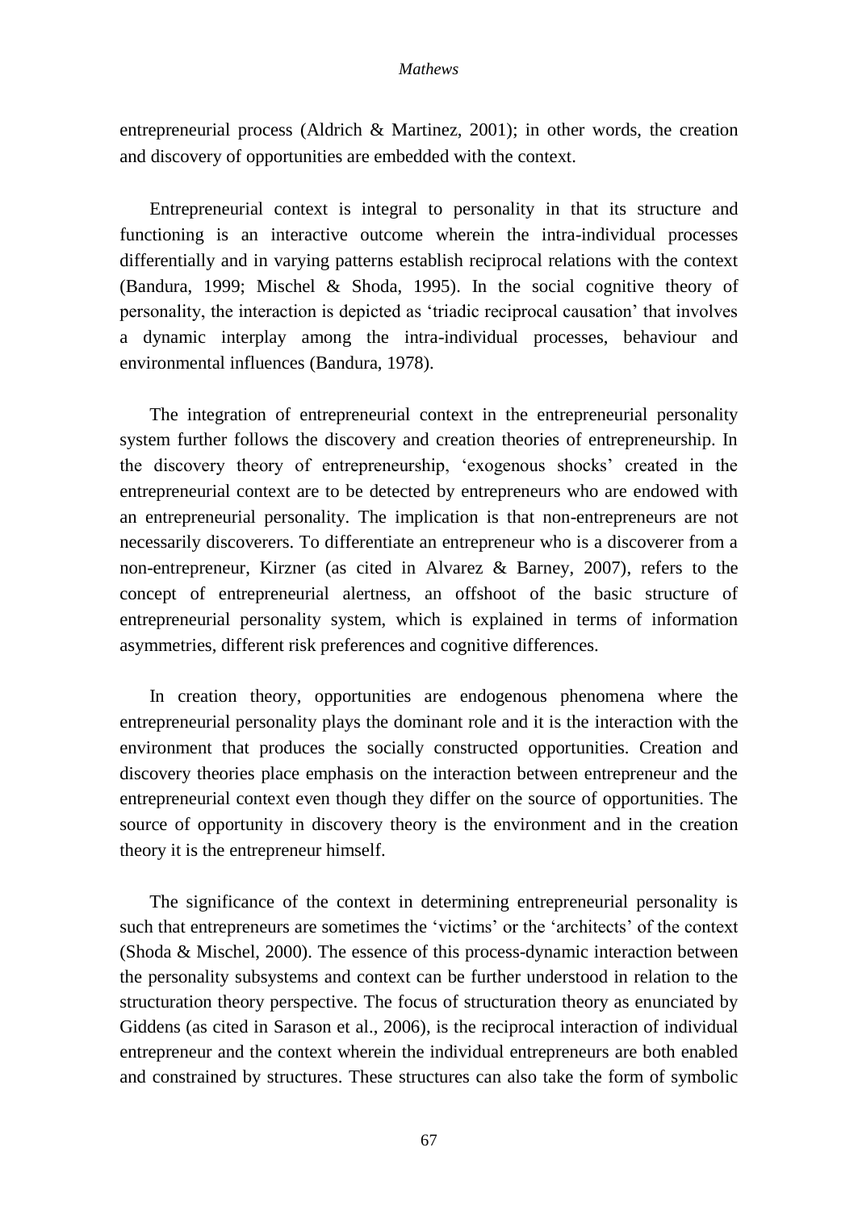entrepreneurial process (Aldrich & Martinez, 2001); in other words, the creation and discovery of opportunities are embedded with the context.

Entrepreneurial context is integral to personality in that its structure and functioning is an interactive outcome wherein the intra-individual processes differentially and in varying patterns establish reciprocal relations with the context (Bandura, 1999; Mischel & Shoda, 1995). In the social cognitive theory of personality, the interaction is depicted as 'triadic reciprocal causation' that involves a dynamic interplay among the intra-individual processes, behaviour and environmental influences (Bandura, 1978).

The integration of entrepreneurial context in the entrepreneurial personality system further follows the discovery and creation theories of entrepreneurship. In the discovery theory of entrepreneurship, 'exogenous shocks' created in the entrepreneurial context are to be detected by entrepreneurs who are endowed with an entrepreneurial personality. The implication is that non-entrepreneurs are not necessarily discoverers. To differentiate an entrepreneur who is a discoverer from a non-entrepreneur, Kirzner (as cited in Alvarez & Barney, 2007), refers to the concept of entrepreneurial alertness, an offshoot of the basic structure of entrepreneurial personality system, which is explained in terms of information asymmetries, different risk preferences and cognitive differences.

In creation theory, opportunities are endogenous phenomena where the entrepreneurial personality plays the dominant role and it is the interaction with the environment that produces the socially constructed opportunities. Creation and discovery theories place emphasis on the interaction between entrepreneur and the entrepreneurial context even though they differ on the source of opportunities. The source of opportunity in discovery theory is the environment and in the creation theory it is the entrepreneur himself.

The significance of the context in determining entrepreneurial personality is such that entrepreneurs are sometimes the 'victims' or the 'architects' of the context (Shoda & Mischel, 2000). The essence of this process-dynamic interaction between the personality subsystems and context can be further understood in relation to the structuration theory perspective. The focus of structuration theory as enunciated by Giddens (as cited in Sarason et al., 2006), is the reciprocal interaction of individual entrepreneur and the context wherein the individual entrepreneurs are both enabled and constrained by structures. These structures can also take the form of symbolic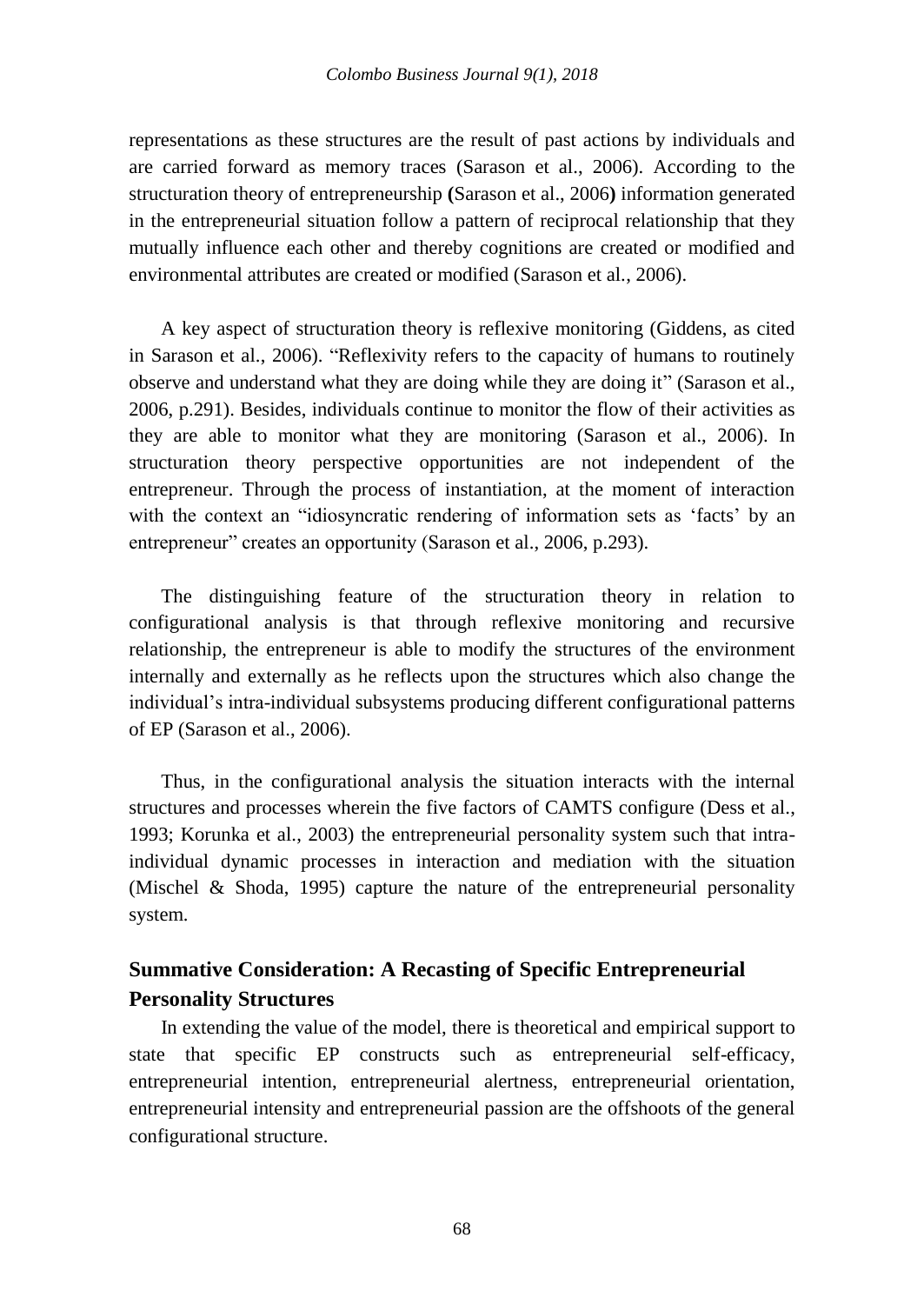representations as these structures are the result of past actions by individuals and are carried forward as memory traces (Sarason et al., 2006). According to the structuration theory of entrepreneurship **(**Sarason et al., 2006**)** information generated in the entrepreneurial situation follow a pattern of reciprocal relationship that they mutually influence each other and thereby cognitions are created or modified and environmental attributes are created or modified (Sarason et al., 2006).

A key aspect of structuration theory is reflexive monitoring (Giddens, as cited in Sarason et al., 2006). "Reflexivity refers to the capacity of humans to routinely observe and understand what they are doing while they are doing it" (Sarason et al., 2006, p.291). Besides, individuals continue to monitor the flow of their activities as they are able to monitor what they are monitoring (Sarason et al., 2006). In structuration theory perspective opportunities are not independent of the entrepreneur. Through the process of instantiation, at the moment of interaction with the context an "idiosyncratic rendering of information sets as 'facts' by an entrepreneur" creates an opportunity (Sarason et al., 2006, p.293).

The distinguishing feature of the structuration theory in relation to configurational analysis is that through reflexive monitoring and recursive relationship, the entrepreneur is able to modify the structures of the environment internally and externally as he reflects upon the structures which also change the individual's intra-individual subsystems producing different configurational patterns of EP (Sarason et al., 2006).

Thus, in the configurational analysis the situation interacts with the internal structures and processes wherein the five factors of CAMTS configure (Dess et al., 1993; Korunka et al., 2003) the entrepreneurial personality system such that intra-individual dynamic processes in interaction and mediation with the situation (Mischel & Shoda, 1995) capture the nature of the entrepreneurial personality system.

## Summative Consideration: A Recasting of Specific Entrepreneurial Personality Structures

In extending the value of the model, there is theoretical and empirical support to state that specific EP constructs such as entrepreneurial self-efficacy, entrepreneurial intention, entrepreneurial alertness, entrepreneurial orientation, entrepreneurial intensity and entrepreneurial passion are the offshoots of the general configurational structure.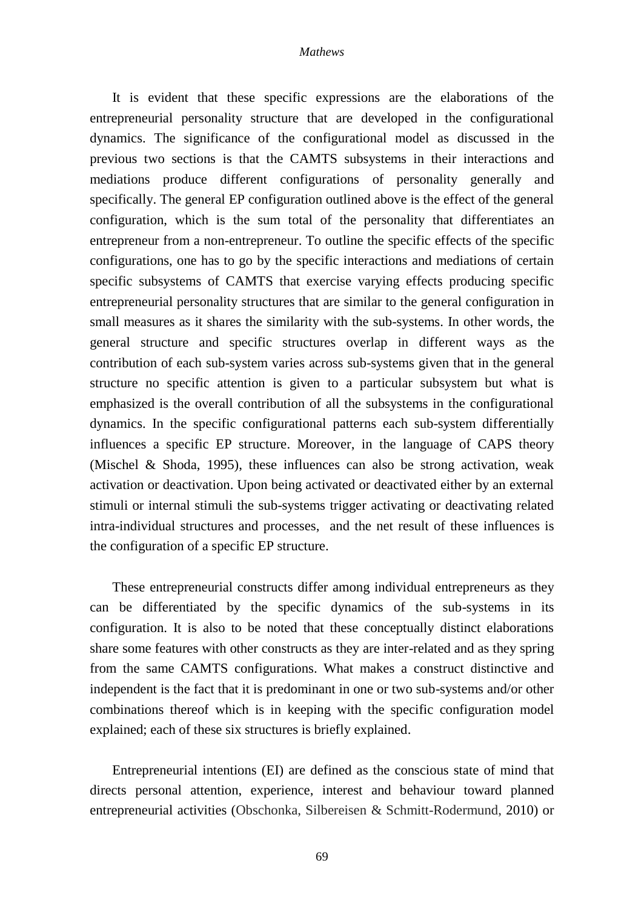It is evident that these specific expressions are the elaborations of the entrepreneurial personality structure that are developed in the configurational dynamics. The significance of the configurational model as discussed in the previous two sections is that the CAMTS subsystems in their interactions and mediations produce different configurations of personality generally and specifically. The general EP configuration outlined above is the effect of the general configuration, which is the sum total of the personality that differentiates an entrepreneur from a non-entrepreneur. To outline the specific effects of the specific configurations, one has to go by the specific interactions and mediations of certain specific subsystems of CAMTS that exercise varying effects producing specific entrepreneurial personality structures that are similar to the general configuration in small measures as it shares the similarity with the sub-systems. In other words, the general structure and specific structures overlap in different ways as the contribution of each sub-system varies across sub-systems given that in the general structure no specific attention is given to a particular subsystem but what is emphasized is the overall contribution of all the subsystems in the configurational dynamics. In the specific configurational patterns each sub-system differentially influences a specific EP structure. Moreover, in the language of CAPS theory (Mischel & Shoda, 1995), these influences can also be strong activation, weak activation or deactivation. Upon being activated or deactivated either by an external stimuli or internal stimuli the sub-systems trigger activating or deactivating related intra-individual structures and processes, and the net result of these influences is the configuration of a specific EP structure.

These entrepreneurial constructs differ among individual entrepreneurs as they can be differentiated by the specific dynamics of the sub-systems in its configuration. It is also to be noted that these conceptually distinct elaborations share some features with other constructs as they are inter-related and as they spring from the same CAMTS configurations. What makes a construct distinctive and independent is the fact that it is predominant in one or two sub-systems and/or other combinations thereof which is in keeping with the specific configuration model explained; each of these six structures is briefly explained.

Entrepreneurial intentions (EI) are defined as the conscious state of mind that directs personal attention, experience, interest and behaviour toward planned entrepreneurial activities (Obschonka, Silbereisen & Schmitt-Rodermund, 2010) or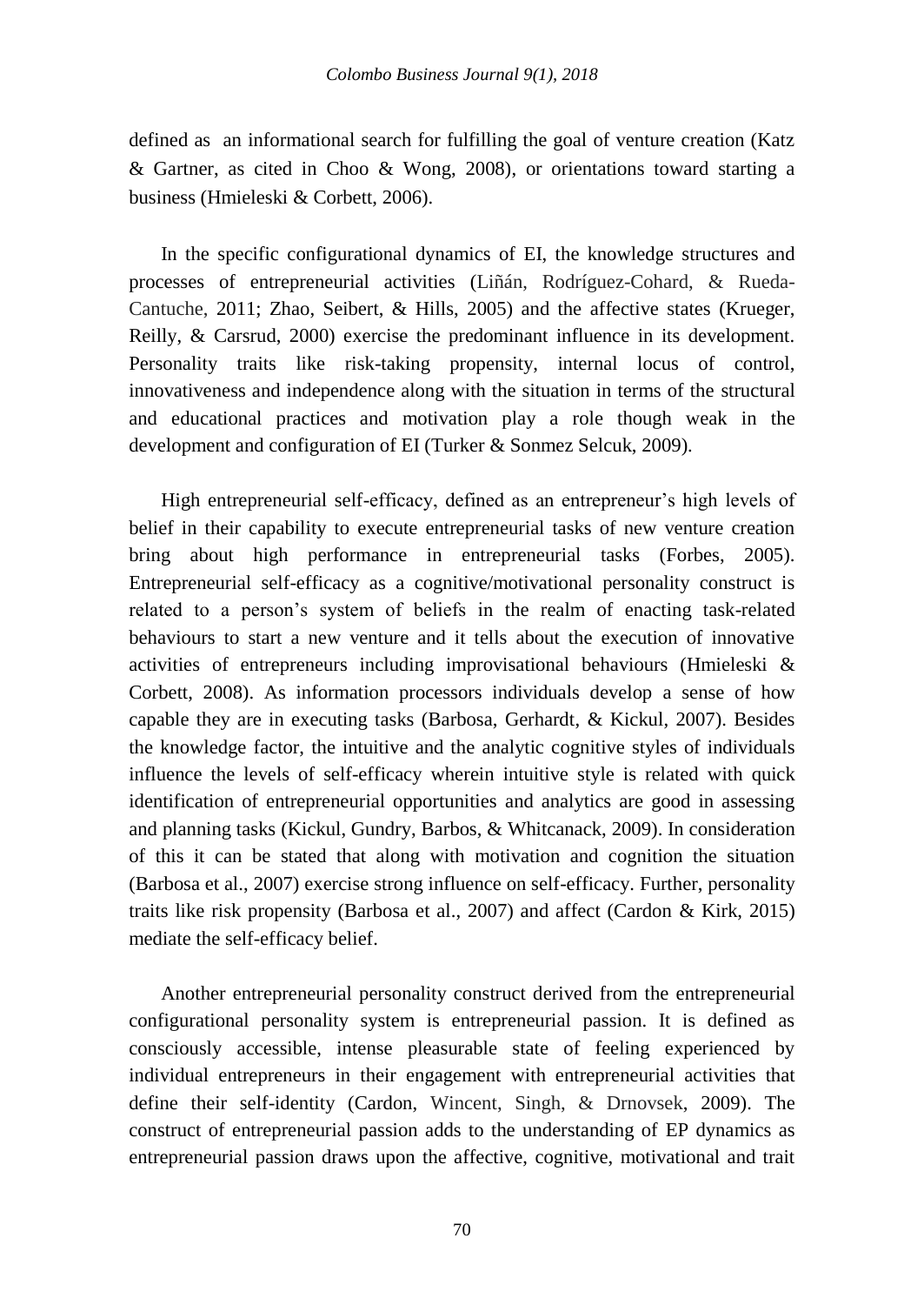defined as an informational search for fulfilling the goal of venture creation (Katz & Gartner, as cited in Choo & Wong, 2008), or orientations toward starting a business (Hmieleski & Corbett, 2006).

In the specific configurational dynamics of EI, the knowledge structures and processes of entrepreneurial activities (Liñán, Rodríguez-Cohard, & Rueda-Cantuche, 2011; Zhao, Seibert, & Hills, 2005) and the affective states (Krueger, Reilly, & Carsrud, 2000) exercise the predominant influence in its development. Personality traits like risk-taking propensity, internal locus of control, innovativeness and independence along with the situation in terms of the structural and educational practices and motivation play a role though weak in the development and configuration of EI (Turker & Sonmez Selcuk, 2009).

High entrepreneurial self-efficacy, defined as an entrepreneur's high levels of belief in their capability to execute entrepreneurial tasks of new venture creation bring about high performance in entrepreneurial tasks (Forbes, 2005). Entrepreneurial self-efficacy as a cognitive/motivational personality construct is related to a person's system of beliefs in the realm of enacting task-related behaviours to start a new venture and it tells about the execution of innovative activities of entrepreneurs including improvisational behaviours (Hmieleski & Corbett, 2008). As information processors individuals develop a sense of how capable they are in executing tasks (Barbosa, Gerhardt, & Kickul, 2007). Besides the knowledge factor, the intuitive and the analytic cognitive styles of individuals influence the levels of self-efficacy wherein intuitive style is related with quick identification of entrepreneurial opportunities and analytics are good in assessing and planning tasks (Kickul, Gundry, Barbos, & Whitcanack, 2009). In consideration of this it can be stated that along with motivation and cognition the situation (Barbosa et al., 2007) exercise strong influence on self-efficacy. Further, personality traits like risk propensity (Barbosa et al., 2007) and affect (Cardon & Kirk, 2015) mediate the self-efficacy belief.

Another entrepreneurial personality construct derived from the entrepreneurial configurational personality system is entrepreneurial passion. It is defined as consciously accessible, intense pleasurable state of feeling experienced by individual entrepreneurs in their engagement with entrepreneurial activities that define their self-identity (Cardon, Wincent, Singh, & Drnovsek, 2009). The construct of entrepreneurial passion adds to the understanding of EP dynamics as entrepreneurial passion draws upon the affective, cognitive, motivational and trait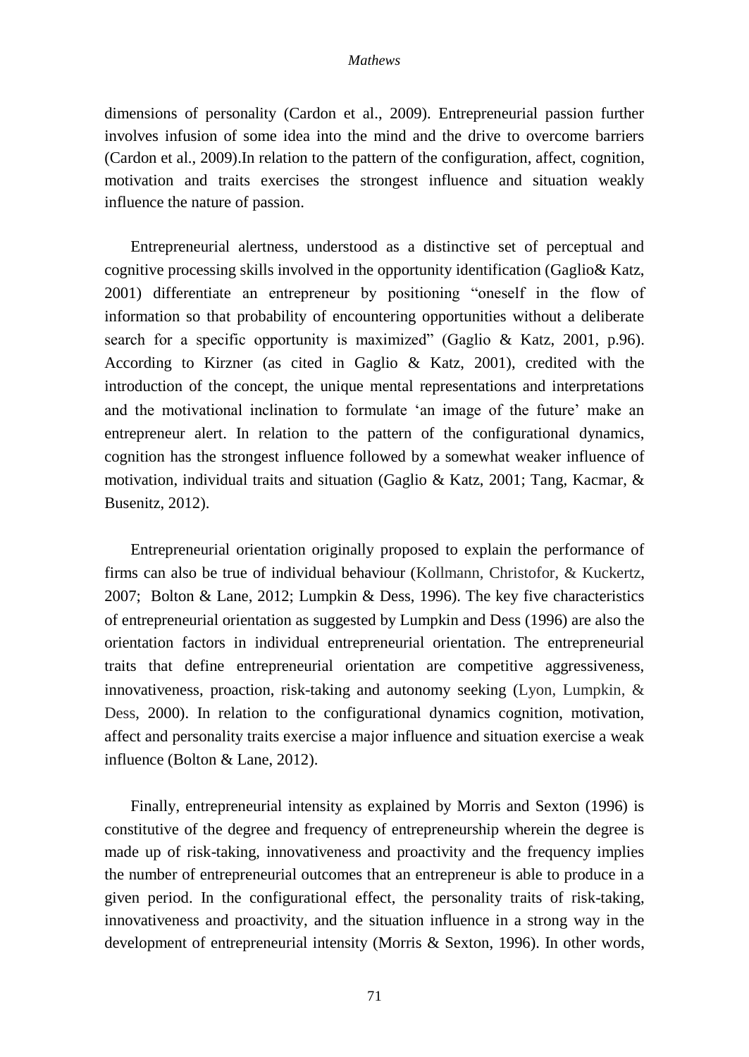dimensions of personality (Cardon et al., 2009). Entrepreneurial passion further involves infusion of some idea into the mind and the drive to overcome barriers (Cardon et al., 2009).In relation to the pattern of the configuration, affect, cognition, motivation and traits exercises the strongest influence and situation weakly influence the nature of passion.

Entrepreneurial alertness, understood as a distinctive set of perceptual and cognitive processing skills involved in the opportunity identification (Gaglio& Katz, 2001) differentiate an entrepreneur by positioning "oneself in the flow of information so that probability of encountering opportunities without a deliberate search for a specific opportunity is maximized" (Gaglio & Katz, 2001, p.96). According to Kirzner (as cited in Gaglio & Katz, 2001), credited with the introduction of the concept, the unique mental representations and interpretations and the motivational inclination to formulate 'an image of the future' make an entrepreneur alert. In relation to the pattern of the configurational dynamics, cognition has the strongest influence followed by a somewhat weaker influence of motivation, individual traits and situation (Gaglio & Katz, 2001; Tang, Kacmar, & Busenitz, 2012).

Entrepreneurial orientation originally proposed to explain the performance of firms can also be true of individual behaviour (Kollmann, Christofor, & Kuckertz, 2007; Bolton & Lane, 2012; Lumpkin & Dess, 1996). The key five characteristics of entrepreneurial orientation as suggested by Lumpkin and Dess (1996) are also the orientation factors in individual entrepreneurial orientation. The entrepreneurial traits that define entrepreneurial orientation are competitive aggressiveness, innovativeness, proaction, risk-taking and autonomy seeking (Lyon, Lumpkin, & Dess, 2000). In relation to the configurational dynamics cognition, motivation, affect and personality traits exercise a major influence and situation exercise a weak influence (Bolton & Lane, 2012).

Finally, entrepreneurial intensity as explained by Morris and Sexton (1996) is constitutive of the degree and frequency of entrepreneurship wherein the degree is made up of risk-taking, innovativeness and proactivity and the frequency implies the number of entrepreneurial outcomes that an entrepreneur is able to produce in a given period. In the configurational effect, the personality traits of risk-taking, innovativeness and proactivity, and the situation influence in a strong way in the development of entrepreneurial intensity (Morris & Sexton, 1996). In other words,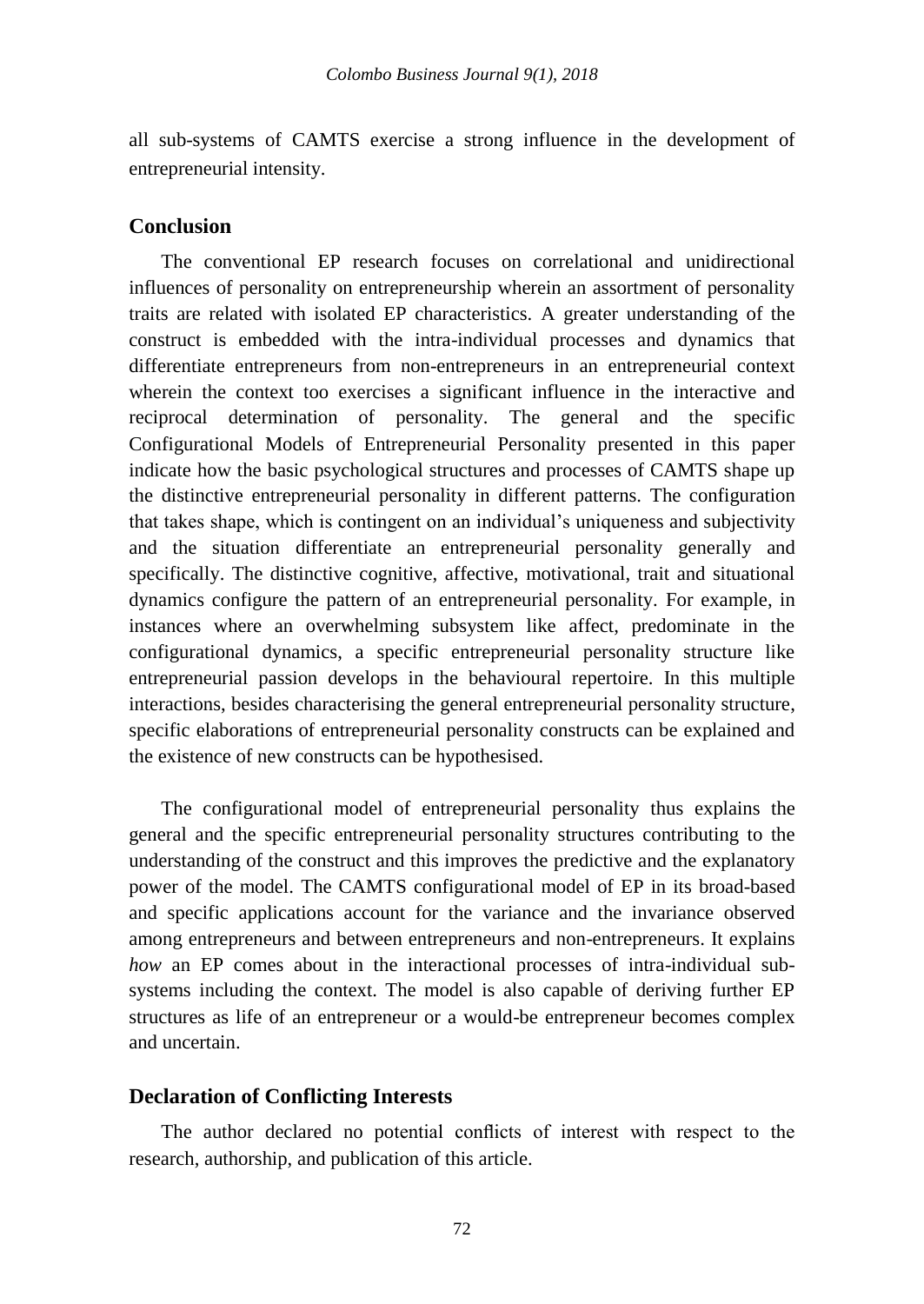all sub-systems of CAMTS exercise a strong influence in the development of entrepreneurial intensity.

## Conclusion

The conventional EP research focuses on correlational and unidirectional influences of personality on entrepreneurship wherein an assortment of personality traits are related with isolated EP characteristics. A greater understanding of the construct is embedded with the intra-individual processes and dynamics that differentiate entrepreneurs from non-entrepreneurs in an entrepreneurial context wherein the context too exercises a significant influence in the interactive and reciprocal determination of personality. The general and the specific Configurational Models of Entrepreneurial Personality presented in this paper indicate how the basic psychological structures and processes of CAMTS shape up the distinctive entrepreneurial personality in different patterns. The configuration that takes shape, which is contingent on an individual's uniqueness and subjectivity and the situation differentiate an entrepreneurial personality generally and specifically. The distinctive cognitive, affective, motivational, trait and situational dynamics configure the pattern of an entrepreneurial personality. For example, in instances where an overwhelming subsystem like affect, predominate in the configurational dynamics, a specific entrepreneurial personality structure like entrepreneurial passion develops in the behavioural repertoire. In this multiple interactions, besides characterising the general entrepreneurial personality structure, specific elaborations of entrepreneurial personality constructs can be explained and the existence of new constructs can be hypothesised.

The configurational model of entrepreneurial personality thus explains the general and the specific entrepreneurial personality structures contributing to the understanding of the construct and this improves the predictive and the explanatory power of the model. The CAMTS configurational model of EP in its broad-based and specific applications account for the variance and the invariance observed among entrepreneurs and between entrepreneurs and non-entrepreneurs. It explains *how* an EP comes about in the interactional processes of intra-individual sub-systems including the context. The model is also capable of deriving further EP structures as life of an entrepreneur or a would-be entrepreneur becomes complex and uncertain.

## Declaration of Conflicting Interests

The author declared no potential conflicts of interest with respect to the research, authorship, and publication of this article.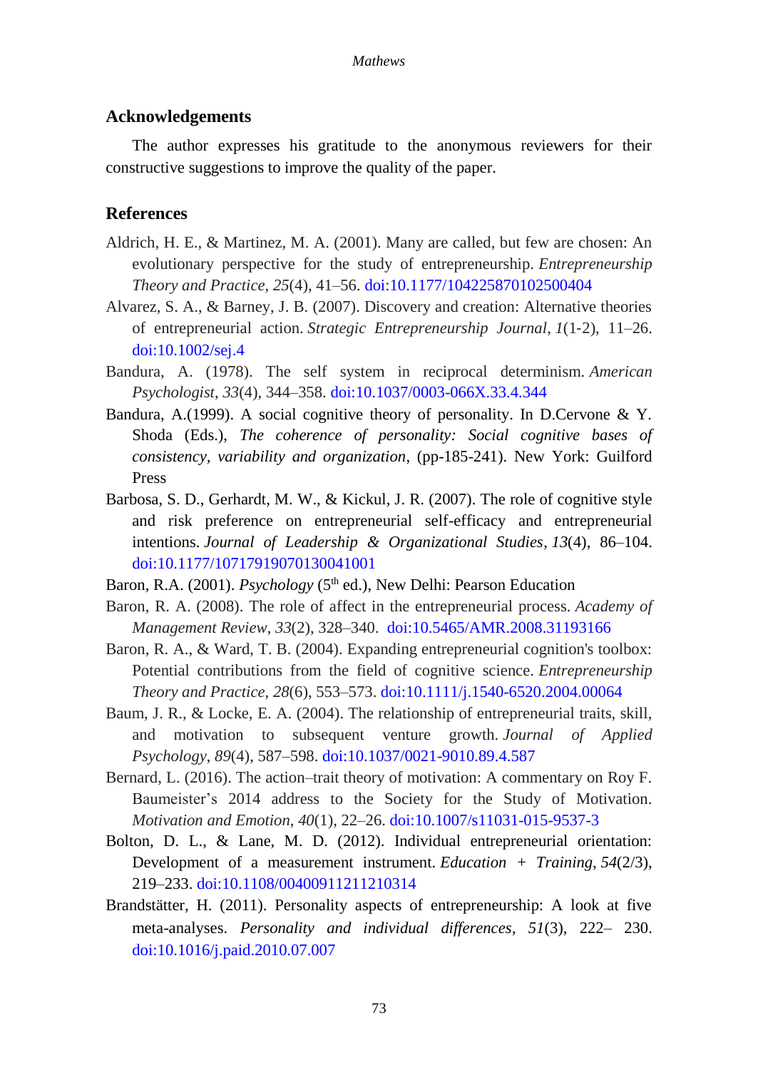## Acknowledgements

The author expresses his gratitude to the anonymous reviewers for their constructive suggestions to improve the quality of the paper.

## References

Aldrich, H. E., & Martinez, M. A. (2001). Many are called, but few are chosen: An evolutionary perspective for the study of entrepreneurship. *Entrepreneurship Theory and Practice*, *25*(4), 41–56. doi:10.1177/104225870102500404

Alvarez, S. A., & Barney, J. B. (2007). Discovery and creation: Alternative theories of entrepreneurial action. *Strategic Entrepreneurship Journal*, *1*(1-2), 11–26. doi:10.1002/sej.4

Bandura, A. (1978). The self system in reciprocal determinism. *American Psychologist*, *33*(4), 344–358. doi:10.1037/0003-066X.33.4.344

Bandura, A.(1999). A social cognitive theory of personality. In D.Cervone & Y. Shoda (Eds.), *The coherence of personality: Social cognitive bases of consistency, variability and organization*, (pp-185-241). New York: Guilford Press

Barbosa, S. D., Gerhardt, M. W., & Kickul, J. R. (2007). The role of cognitive style and risk preference on entrepreneurial self-efficacy and entrepreneurial intentions. *Journal of Leadership & Organizational Studies*, *13*(4), 86–104. doi:10.1177/10717919070130041001

Baron, R.A. (2001). *Psychology* (5th ed.), New Delhi: Pearson Education

Baron, R. A. (2008). The role of affect in the entrepreneurial process. *Academy of Management Review*, *33*(2), 328–340. doi:10.5465/AMR.2008.31193166

Baron, R. A., & Ward, T. B. (2004). Expanding entrepreneurial cognition's toolbox: Potential contributions from the field of cognitive science. *Entrepreneurship Theory and Practice*, *28*(6), 553–573. doi:10.1111/j.1540-6520.2004.00064

Baum, J. R., & Locke, E. A. (2004). The relationship of entrepreneurial traits, skill, and motivation to subsequent venture growth. *Journal of Applied Psychology*, *89*(4), 587–598. doi:10.1037/0021-9010.89.4.587

Bernard, L. (2016). The action–trait theory of motivation: A commentary on Roy F. Baumeister's 2014 address to the Society for the Study of Motivation. *Motivation and Emotion*, *40*(1), 22–26. doi:10.1007/s11031-015-9537-3

Bolton, D. L., & Lane, M. D. (2012). Individual entrepreneurial orientation: Development of a measurement instrument. *Education + Training*, *54*(2/3), 219–233. doi:10.1108/00400911211210314

Brandstätter, H. (2011). Personality aspects of entrepreneurship: A look at five meta-analyses. *Personality and individual differences*, *51*(3), 222– 230. doi:10.1016/j.paid.2010.07.007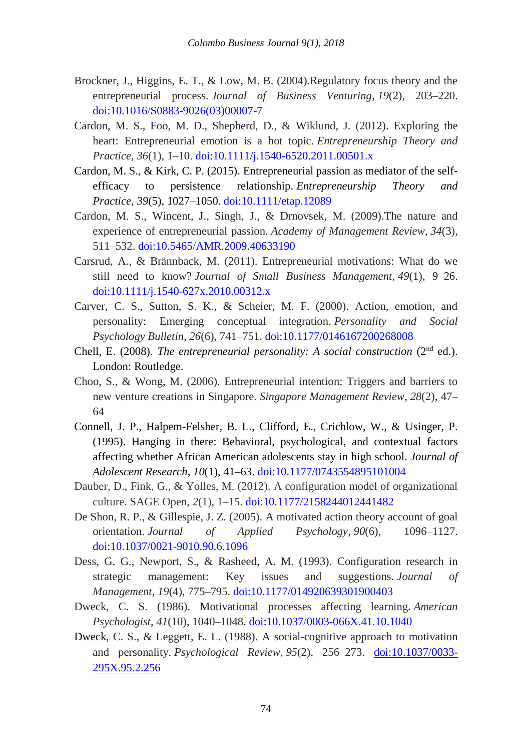Brockner, J., Higgins, E. T., & Low, M. B. (2004).Regulatory focus theory and the entrepreneurial process. *Journal of Business Venturing*, *19*(2), 203–220. doi:10.1016/S0883-9026(03)00007-7

Cardon, M. S., Foo, M. D., Shepherd, D., & Wiklund, J. (2012). Exploring the heart: Entrepreneurial emotion is a hot topic. *Entrepreneurship Theory and Practice*, *36*(1), 1–10. doi:10.1111/j.1540-6520.2011.00501.x

Cardon, M. S., & Kirk, C. P. (2015). Entrepreneurial passion as mediator of the self-efficacy to persistence relationship. *Entrepreneurship Theory and Practice*, *39*(5), 1027–1050. doi:10.1111/etap.12089

Cardon, M. S., Wincent, J., Singh, J., & Drnovsek, M. (2009).The nature and experience of entrepreneurial passion. *Academy of Management Review*, *34*(3), 511–532. doi:10.5465/AMR.2009.40633190

Carsrud, A., & Brännback, M. (2011). Entrepreneurial motivations: What do we still need to know? *Journal of Small Business Management*, *49*(1), 9–26. doi:10.1111/j.1540-627x.2010.00312.x

Carver, C. S., Sutton, S. K., & Scheier, M. F. (2000). Action, emotion, and personality: Emerging conceptual integration. *Personality and Social Psychology Bulletin*, *26*(6), 741–751. doi:10.1177/0146167200268008

Chell, E. (2008). *The entrepreneurial personality: A social construction* (2nd ed.). London: Routledge.

Choo, S., & Wong, M. (2006). Entrepreneurial intention: Triggers and barriers to new venture creations in Singapore. *Singapore Management Review*, *28*(2), 47–64

Connell, J. P., Halpem-Felsher, B. L., Clifford, E., Crichlow, W., & Usinger, P. (1995). Hanging in there: Behavioral, psychological, and contextual factors affecting whether African American adolescents stay in high school. *Journal of Adolescent Research*, *10*(1), 41–63. doi:10.1177/0743554895101004

Dauber, D., Fink, G., & Yolles, M. (2012). A configuration model of organizational culture. SAGE Open, *2*(1), 1–15. doi:10.1177/2158244012441482

De Shon, R. P., & Gillespie, J. Z. (2005). A motivated action theory account of goal orientation. *Journal of Applied Psychology*, *90*(6), 1096–1127. doi:10.1037/0021-9010.90.6.1096

Dess, G. G., Newport, S., & Rasheed, A. M. (1993). Configuration research in strategic management: Key issues and suggestions. *Journal of Management*, *19*(4), 775–795. doi:10.1177/014920639301900403

Dweck, C. S. (1986). Motivational processes affecting learning. *American Psychologist*, *41*(10), 1040–1048. doi:10.1037/0003-066X.41.10.1040

Dweck, C. S., & Leggett, E. L. (1988). A social-cognitive approach to motivation and personality. *Psychological Review*, *95*(2), 256–273. doi:10.1037/0033-295X.95.2.256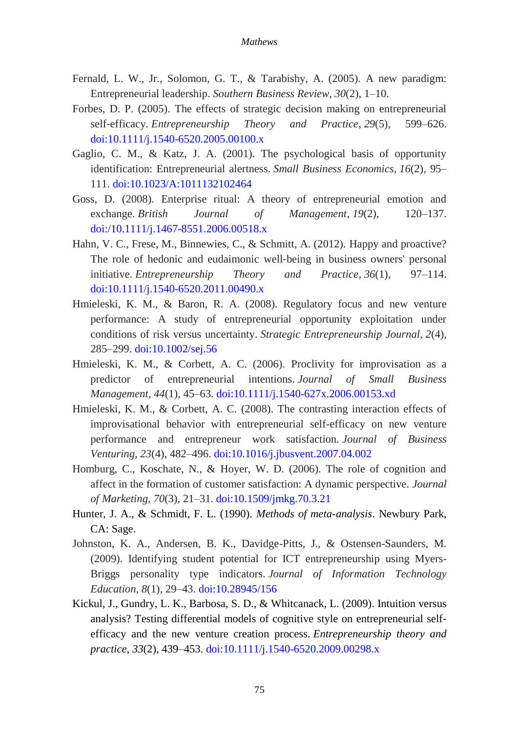Fernald, L. W., Jr., Solomon, G. T., & Tarabishy, A. (2005). A new paradigm: Entrepreneurial leadership. *Southern Business Review*, *30*(2), 1–10.

Forbes, D. P. (2005). The effects of strategic decision making on entrepreneurial self-efficacy. *Entrepreneurship Theory and Practice*, *29*(5), 599–626. doi:10.1111/j.1540-6520.2005.00100.x

Gaglio, C. M., & Katz, J. A. (2001). The psychological basis of opportunity identification: Entrepreneurial alertness. *Small Business Economics*, *16*(2), 95–111. doi:10.1023/A:1011132102464

Goss, D. (2008). Enterprise ritual: A theory of entrepreneurial emotion and exchange. *British Journal of Management*, *19*(2), 120–137. doi:/10.1111/j.1467-8551.2006.00518.x

Hahn, V. C., Frese, M., Binnewies, C., & Schmitt, A. (2012). Happy and proactive? The role of hedonic and eudaimonic well-being in business owners' personal initiative. *Entrepreneurship Theory and Practice*, *36*(1), 97–114. doi:10.1111/j.1540-6520.2011.00490.x

Hmieleski, K. M., & Baron, R. A. (2008). Regulatory focus and new venture performance: A study of entrepreneurial opportunity exploitation under conditions of risk versus uncertainty. *Strategic Entrepreneurship Journal*, *2*(4), 285–299. doi:10.1002/sej.56

Hmieleski, K. M., & Corbett, A. C. (2006). Proclivity for improvisation as a predictor of entrepreneurial intentions. *Journal of Small Business Management*, *44*(1), 45–63. doi:10.1111/j.1540-627x.2006.00153.xd

Hmieleski, K. M., & Corbett, A. C. (2008). The contrasting interaction effects of improvisational behavior with entrepreneurial self-efficacy on new venture performance and entrepreneur work satisfaction. *Journal of Business Venturing*, *23*(4), 482–496. doi:10.1016/j.jbusvent.2007.04.002

Homburg, C., Koschate, N., & Hoyer, W. D. (2006). The role of cognition and affect in the formation of customer satisfaction: A dynamic perspective. *Journal of Marketing*, *70*(3), 21–31. doi:10.1509/jmkg.70.3.21

Hunter, J. A., & Schmidt, F. L. (1990). *Methods of meta-analysis*. Newbury Park, CA: Sage.

Johnston, K. A., Andersen, B. K., Davidge-Pitts, J., & Ostensen-Saunders, M. (2009). Identifying student potential for ICT entrepreneurship using Myers-Briggs personality type indicators. *Journal of Information Technology Education*, *8*(1), 29–43. doi:10.28945/156

Kickul, J., Gundry, L. K., Barbosa, S. D., & Whitcanack, L. (2009). Intuition versus analysis? Testing differential models of cognitive style on entrepreneurial self-efficacy and the new venture creation process. *Entrepreneurship theory and practice*, *33*(2), 439–453. doi:10.1111/j.1540-6520.2009.00298.x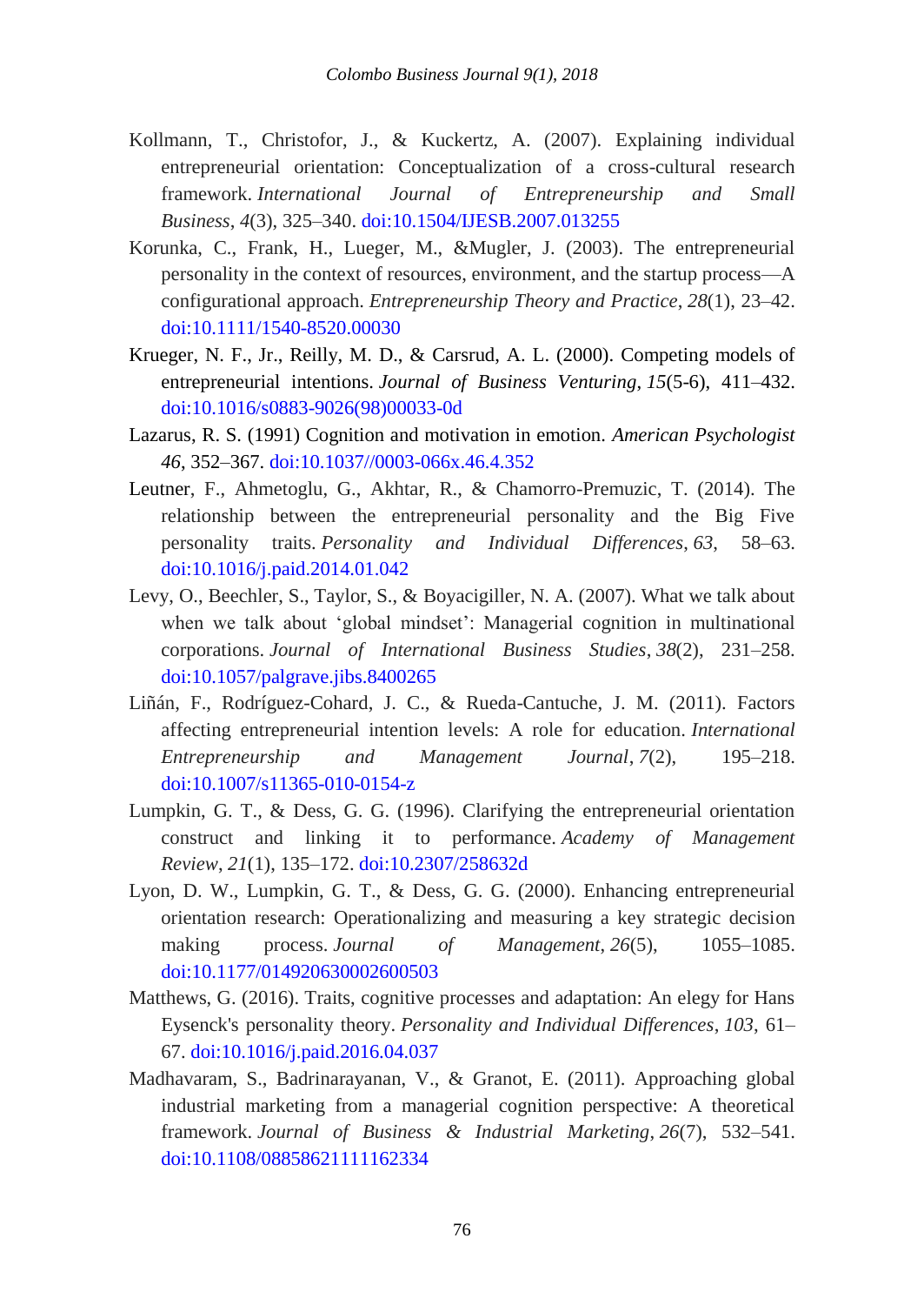Kollmann, T., Christofor, J., & Kuckertz, A. (2007). Explaining individual entrepreneurial orientation: Conceptualization of a cross-cultural research framework. *International Journal of Entrepreneurship and Small Business*, *4*(3), 325–340. doi:10.1504/IJESB.2007.013255

Korunka, C., Frank, H., Lueger, M., &Mugler, J. (2003). The entrepreneurial personality in the context of resources, environment, and the startup process—A configurational approach. *Entrepreneurship Theory and Practice*, *28*(1), 23–42. doi:10.1111/1540-8520.00030

Krueger, N. F., Jr., Reilly, M. D., & Carsrud, A. L. (2000). Competing models of entrepreneurial intentions. *Journal of Business Venturing*, *15*(5-6), 411–432. doi:10.1016/s0883-9026(98)00033-0d

Lazarus, R. S. (1991) Cognition and motivation in emotion. *American Psychologist 46*, 352–367. doi:10.1037//0003-066x.46.4.352

Leutner, F., Ahmetoglu, G., Akhtar, R., & Chamorro-Premuzic, T. (2014). The relationship between the entrepreneurial personality and the Big Five personality traits. *Personality and Individual Differences*, *63*, 58–63. doi:10.1016/j.paid.2014.01.042

Levy, O., Beechler, S., Taylor, S., & Boyacigiller, N. A. (2007). What we talk about when we talk about 'global mindset': Managerial cognition in multinational corporations. *Journal of International Business Studies*, *38*(2), 231–258. doi:10.1057/palgrave.jibs.8400265

Liñán, F., Rodríguez-Cohard, J. C., & Rueda-Cantuche, J. M. (2011). Factors affecting entrepreneurial intention levels: A role for education. *International Entrepreneurship and Management Journal*, *7*(2), 195–218. doi:10.1007/s11365-010-0154-z

Lumpkin, G. T., & Dess, G. G. (1996). Clarifying the entrepreneurial orientation construct and linking it to performance. *Academy of Management Review*, *21*(1), 135–172. doi:10.2307/258632d

Lyon, D. W., Lumpkin, G. T., & Dess, G. G. (2000). Enhancing entrepreneurial orientation research: Operationalizing and measuring a key strategic decision making process. *Journal of Management*, *26*(5), 1055–1085. doi:10.1177/014920630002600503

Matthews, G. (2016). Traits, cognitive processes and adaptation: An elegy for Hans Eysenck's personality theory. *Personality and Individual Differences*, *103*, 61–67. doi:10.1016/j.paid.2016.04.037

Madhavaram, S., Badrinarayanan, V., & Granot, E. (2011). Approaching global industrial marketing from a managerial cognition perspective: A theoretical framework. *Journal of Business & Industrial Marketing*, *26*(7), 532–541. doi:10.1108/08858621111162334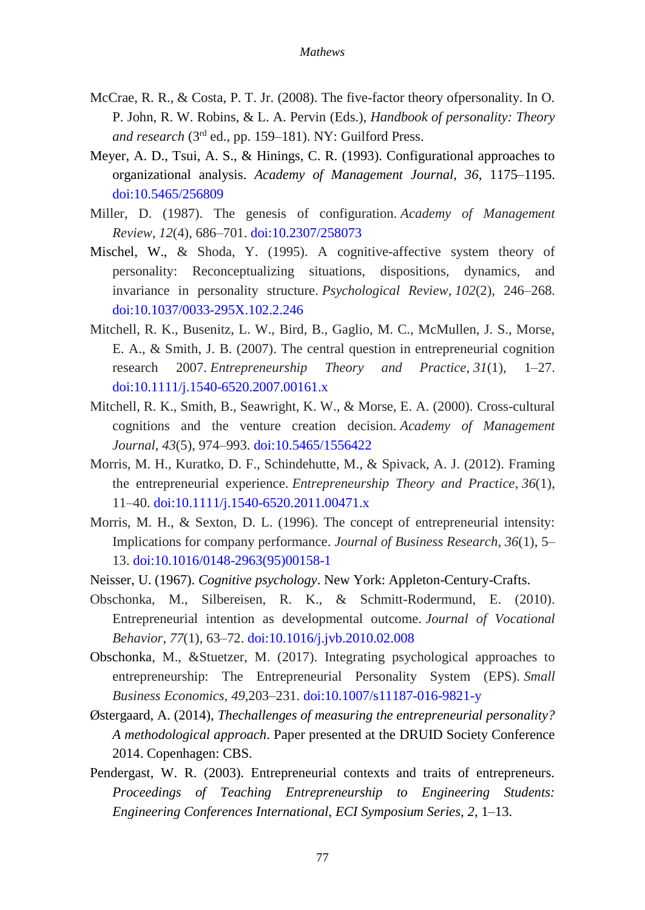McCrae, R. R., & Costa, P. T. Jr. (2008). The five-factor theory ofpersonality. In O. P. John, R. W. Robins, & L. A. Pervin (Eds.), *Handbook of personality: Theory and research* (3rd ed., pp. 159–181). NY: Guilford Press.

Meyer, A. D., Tsui, A. S., & Hinings, C. R. (1993). Configurational approaches to organizational analysis. *Academy of Management Journal*, *36*, 1175–1195. doi:10.5465/256809

Miller, D. (1987). The genesis of configuration. *Academy of Management Review*, *12*(4), 686–701. doi:10.2307/258073

Mischel, W., & Shoda, Y. (1995). A cognitive-affective system theory of personality: Reconceptualizing situations, dispositions, dynamics, and invariance in personality structure. *Psychological Review*, *102*(2), 246–268. doi:10.1037/0033-295X.102.2.246

Mitchell, R. K., Busenitz, L. W., Bird, B., Gaglio, M. C., McMullen, J. S., Morse, E. A., & Smith, J. B. (2007). The central question in entrepreneurial cognition research 2007. *Entrepreneurship Theory and Practice*, *31*(1), 1–27. doi:10.1111/j.1540-6520.2007.00161.x

Mitchell, R. K., Smith, B., Seawright, K. W., & Morse, E. A. (2000). Cross-cultural cognitions and the venture creation decision. *Academy of Management Journal*, *43*(5), 974–993. doi:10.5465/1556422

Morris, M. H., Kuratko, D. F., Schindehutte, M., & Spivack, A. J. (2012). Framing the entrepreneurial experience. *Entrepreneurship Theory and Practice*, *36*(1), 11–40. doi:10.1111/j.1540-6520.2011.00471.x

Morris, M. H., & Sexton, D. L. (1996). The concept of entrepreneurial intensity: Implications for company performance. *Journal of Business Research*, *36*(1), 5–13. doi:10.1016/0148-2963(95)00158-1

Neisser, U. (1967). *Cognitive psychology*. New York: Appleton-Century-Crafts.

Obschonka, M., Silbereisen, R. K., & Schmitt-Rodermund, E. (2010). Entrepreneurial intention as developmental outcome. *Journal of Vocational Behavior*, *77*(1), 63–72. doi:10.1016/j.jvb.2010.02.008

Obschonka, M., &Stuetzer, M. (2017). Integrating psychological approaches to entrepreneurship: The Entrepreneurial Personality System (EPS). *Small Business Economics*, *49*,203–231. doi:10.1007/s11187-016-9821-y

Østergaard, A. (2014), *Thechallenges of measuring the entrepreneurial personality? A methodological approach*. Paper presented at the DRUID Society Conference 2014. Copenhagen: CBS.

Pendergast, W. R. (2003). Entrepreneurial contexts and traits of entrepreneurs. *Proceedings of Teaching Entrepreneurship to Engineering Students: Engineering Conferences International*, *ECI Symposium Series*, *2*, 1–13.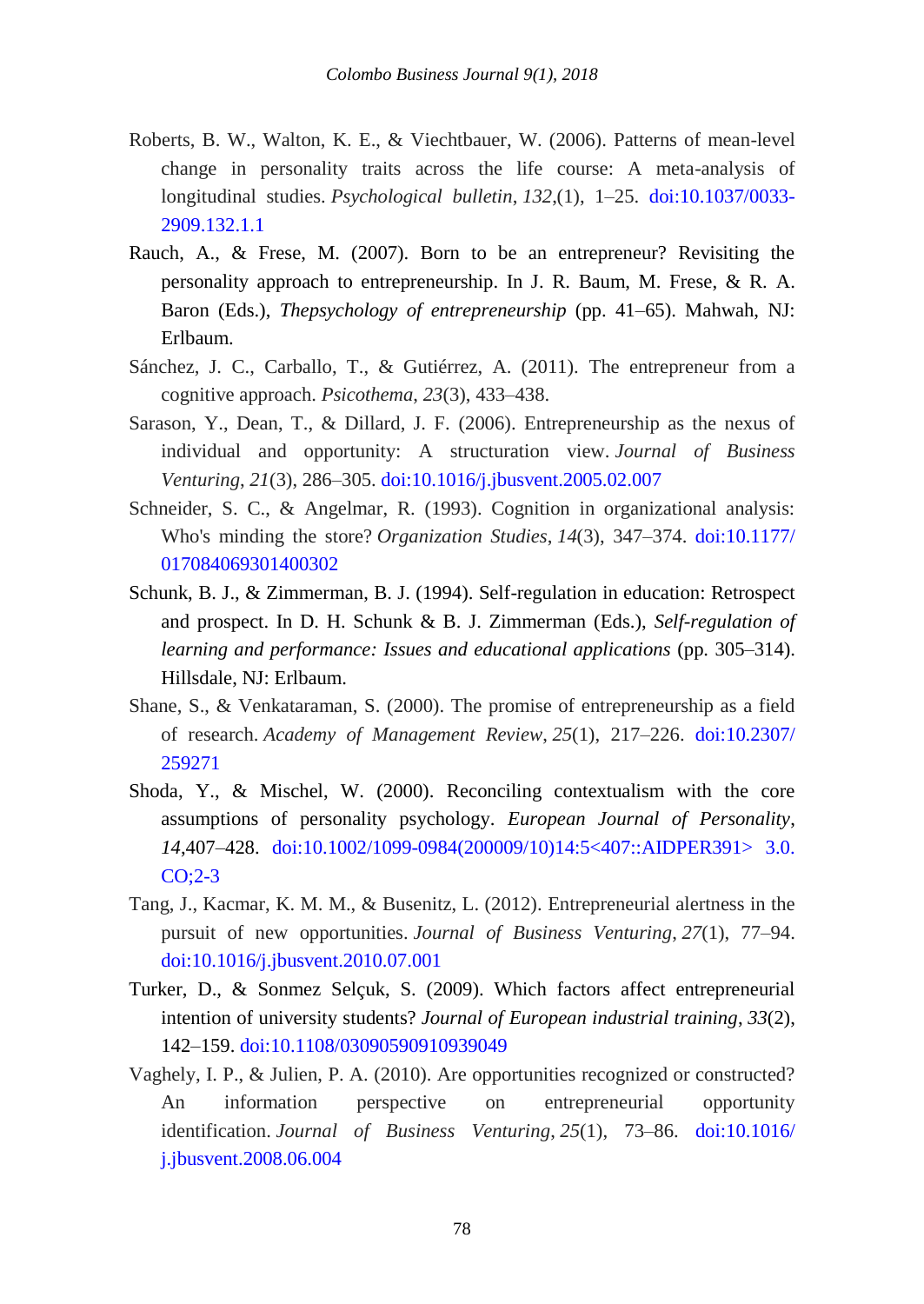Roberts, B. W., Walton, K. E., & Viechtbauer, W. (2006). Patterns of mean-level change in personality traits across the life course: A meta-analysis of longitudinal studies. *Psychological bulletin*, *132*,(1), 1–25. doi:10.1037/0033-2909.132.1.1

Rauch, A., & Frese, M. (2007). Born to be an entrepreneur? Revisiting the personality approach to entrepreneurship. In J. R. Baum, M. Frese, & R. A. Baron (Eds.), *Thepsychology of entrepreneurship* (pp. 41–65). Mahwah, NJ: Erlbaum.

Sánchez, J. C., Carballo, T., & Gutiérrez, A. (2011). The entrepreneur from a cognitive approach. *Psicothema*, *23*(3), 433–438.

Sarason, Y., Dean, T., & Dillard, J. F. (2006). Entrepreneurship as the nexus of individual and opportunity: A structuration view. *Journal of Business Venturing*, *21*(3), 286–305. doi:10.1016/j.jbusvent.2005.02.007

Schneider, S. C., & Angelmar, R. (1993). Cognition in organizational analysis: Who's minding the store? *Organization Studies*, *14*(3), 347–374. doi:10.1177/017084069301400302

Schunk, B. J., & Zimmerman, B. J. (1994). Self-regulation in education: Retrospect and prospect. In D. H. Schunk & B. J. Zimmerman (Eds.), *Self-regulation of learning and performance: Issues and educational applications* (pp. 305–314). Hillsdale, NJ: Erlbaum.

Shane, S., & Venkataraman, S. (2000). The promise of entrepreneurship as a field of research. *Academy of Management Review*, *25*(1), 217–226. doi:10.2307/259271

Shoda, Y., & Mischel, W. (2000). Reconciling contextualism with the core assumptions of personality psychology. *European Journal of Personality*, *14*,407–428. doi:10.1002/1099-0984(200009/10)14:5<407::AIDPER391> 3.0.CO;2-3

Tang, J., Kacmar, K. M. M., & Busenitz, L. (2012). Entrepreneurial alertness in the pursuit of new opportunities. *Journal of Business Venturing*, *27*(1), 77–94. doi:10.1016/j.jbusvent.2010.07.001

Turker, D., & Sonmez Selçuk, S. (2009). Which factors affect entrepreneurial intention of university students? *Journal of European industrial training*, *33*(2), 142–159. doi:10.1108/03090590910939049

Vaghely, I. P., & Julien, P. A. (2010). Are opportunities recognized or constructed? An information perspective on entrepreneurial opportunity identification. *Journal of Business Venturing*, *25*(1), 73–86. doi:10.1016/j.jbusvent.2008.06.004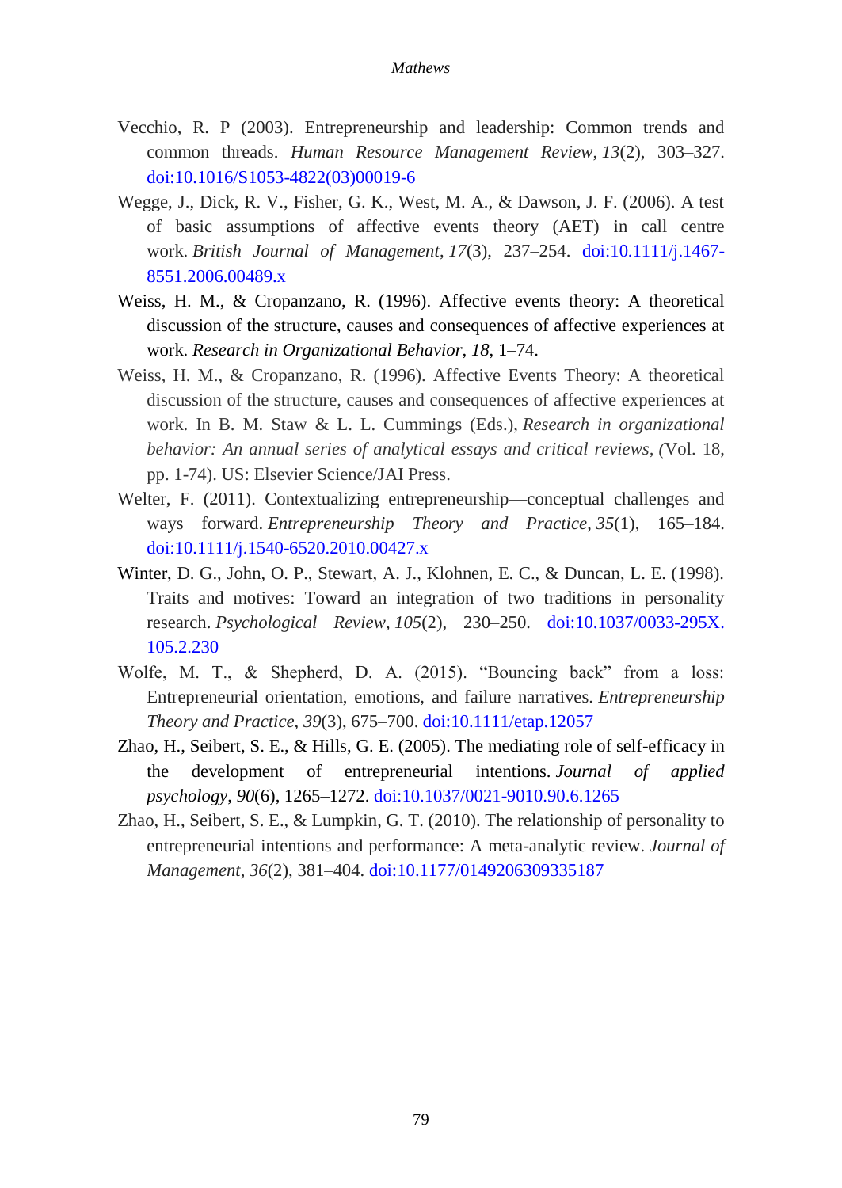Vecchio, R. P (2003). Entrepreneurship and leadership: Common trends and common threads. *Human Resource Management Review*, *13*(2), 303–327. doi:10.1016/S1053-4822(03)00019-6

Wegge, J., Dick, R. V., Fisher, G. K., West, M. A., & Dawson, J. F. (2006). A test of basic assumptions of affective events theory (AET) in call centre work. *British Journal of Management*, *17*(3), 237–254. doi:10.1111/j.1467-8551.2006.00489.x

Weiss, H. M., & Cropanzano, R. (1996). Affective events theory: A theoretical discussion of the structure, causes and consequences of affective experiences at work. *Research in Organizational Behavior*, *18*, 1–74.

Weiss, H. M., & Cropanzano, R. (1996). Affective Events Theory: A theoretical discussion of the structure, causes and consequences of affective experiences at work. In B. M. Staw & L. L. Cummings (Eds.), *Research in organizational behavior: An annual series of analytical essays and critical reviews, (*Vol. 18, pp. 1-74). US: Elsevier Science/JAI Press.

Welter, F. (2011). Contextualizing entrepreneurship—conceptual challenges and ways forward. *Entrepreneurship Theory and Practice*, *35*(1), 165–184. doi:10.1111/j.1540-6520.2010.00427.x

Winter, D. G., John, O. P., Stewart, A. J., Klohnen, E. C., & Duncan, L. E. (1998). Traits and motives: Toward an integration of two traditions in personality research. *Psychological Review*, *105*(2), 230–250. doi:10.1037/0033-295X.105.2.230

Wolfe, M. T., & Shepherd, D. A. (2015). "Bouncing back" from a loss: Entrepreneurial orientation, emotions, and failure narratives. *Entrepreneurship Theory and Practice*, *39*(3), 675–700. doi:10.1111/etap.12057

Zhao, H., Seibert, S. E., & Hills, G. E. (2005). The mediating role of self-efficacy in the development of entrepreneurial intentions. *Journal of applied psychology*, *90*(6), 1265–1272. doi:10.1037/0021-9010.90.6.1265

Zhao, H., Seibert, S. E., & Lumpkin, G. T. (2010). The relationship of personality to entrepreneurial intentions and performance: A meta-analytic review. *Journal of Management*, *36*(2), 381–404. doi:10.1177/0149206309335187